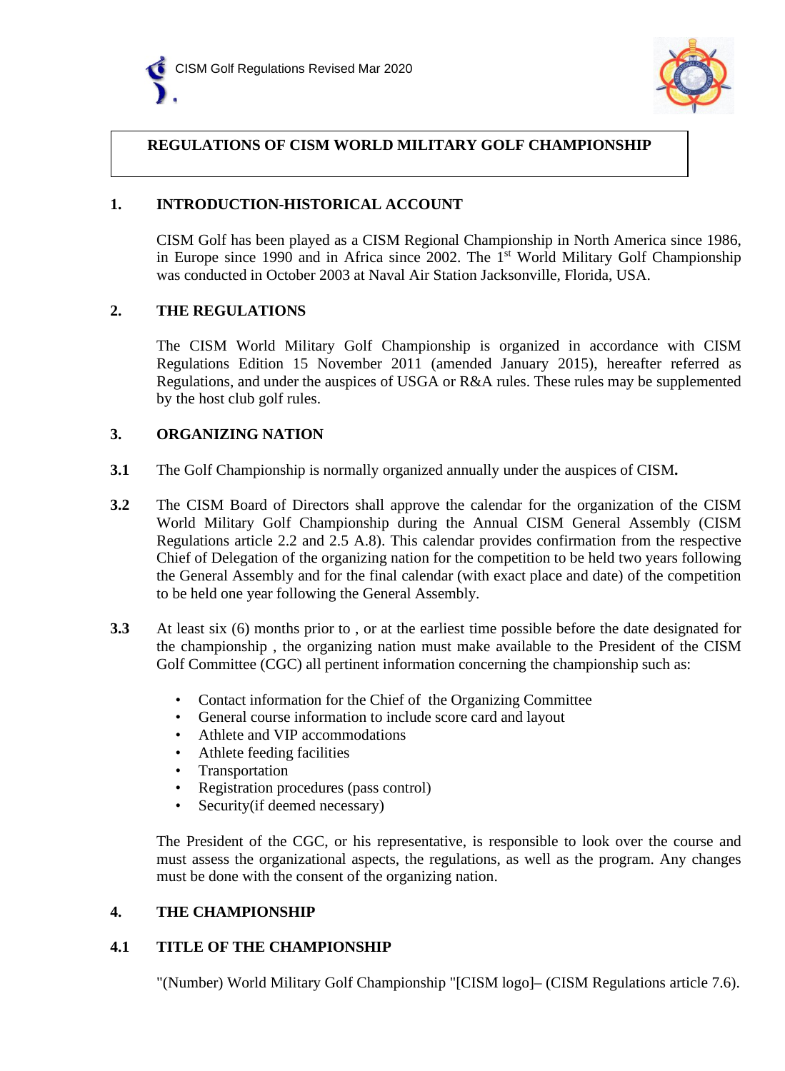# REGULATIONS OF CISM WORLD MILITARY GOLF CHAMPIONSHIP

## 1. INTRODUCTION-HISTORICAL ACCOUNT

CISM Golf has been played as a CISM Regional Championship in North America since 1986, in Europe since 1990 and in Africa since 2002. The 1st World Military Golf Championship was conducted in October 2003 at Naval Air Station Jacksonville, Florida, USA.

## 2. THE REGULATIONS

The CISM World Military Golf Championship is organized in accordance with CISM Regulations Edition 15 November 2011 (amended January 2015), hereafter referred as Regulations, and under the auspices of USGA or R&A rules. These rules may be supplemented by the host club golf rules.

## 3. ORGANIZING NATION

**3.1** The Golf Championship is normally organized annually under the auspices of CISM**.**

**3.2** The CISM Board of Directors shall approve the calendar for the organization of the CISM World Military Golf Championship during the Annual CISM General Assembly (CISM Regulations article 2.2 and 2.5 A.8). This calendar provides confirmation from the respective Chief of Delegation of the organizing nation for the competition to be held two years following the General Assembly and for the final calendar (with exact place and date) of the competition to be held one year following the General Assembly.

**3.3** At least six (6) months prior to , or at the earliest time possible before the date designated for the championship , the organizing nation must make available to the President of the CISM Golf Committee (CGC) all pertinent information concerning the championship such as:

- Contact information for the Chief of the Organizing Committee
- General course information to include score card and layout
- Athlete and VIP accommodations
- Athlete feeding facilities
- Transportation
- Registration procedures (pass control)
- Security(if deemed necessary)

The President of the CGC, or his representative, is responsible to look over the course and must assess the organizational aspects, the regulations, as well as the program. Any changes must be done with the consent of the organizing nation.

## 4. THE CHAMPIONSHIP

### 4.1 TITLE OF THE CHAMPIONSHIP

"(Number) World Military Golf Championship "[CISM logo]– (CISM Regulations article 7.6).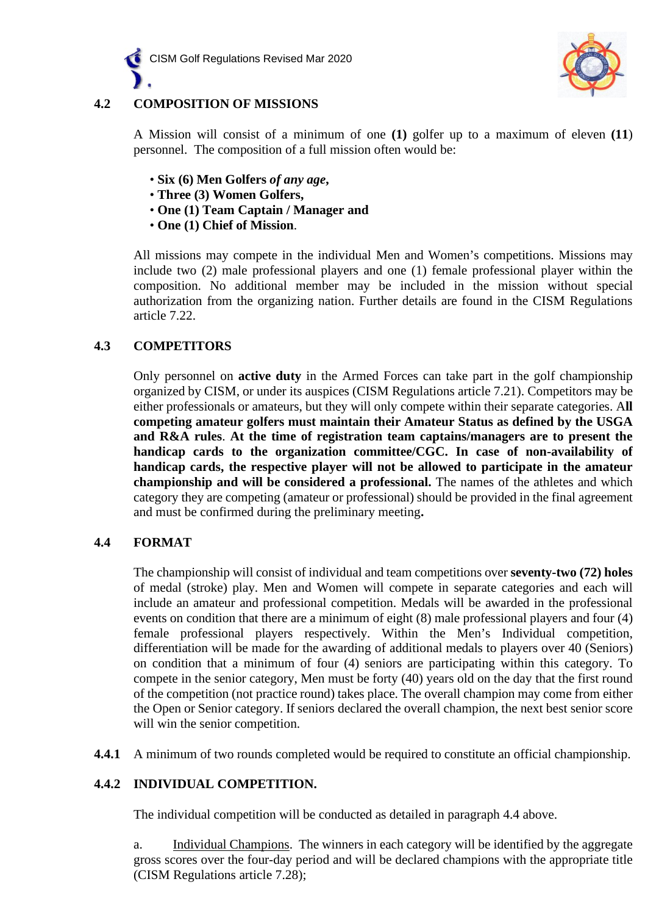## 4.2 COMPOSITION OF MISSIONS

A Mission will consist of a minimum of one **(1)** golfer up to a maximum of eleven **(11**) personnel. The composition of a full mission often would be:

- **Six (6) Men Golfers *of any age*,**
- **Three (3) Women Golfers,**
- **One (1) Team Captain / Manager and**
- **One (1) Chief of Mission**.

All missions may compete in the individual Men and Women's competitions. Missions may include two (2) male professional players and one (1) female professional player within the composition. No additional member may be included in the mission without special authorization from the organizing nation. Further details are found in the CISM Regulations article 7.22.

## 4.3 COMPETITORS

Only personnel on **active duty** in the Armed Forces can take part in the golf championship organized by CISM, or under its auspices (CISM Regulations article 7.21). Competitors may be either professionals or amateurs, but they will only compete within their separate categories. A**ll competing amateur golfers must maintain their Amateur Status as defined by the USGA and R&A rules**. **At the time of registration team captains/managers are to present the handicap cards to the organization committee/CGC. In case of non-availability of handicap cards, the respective player will not be allowed to participate in the amateur championship and will be considered a professional.** The names of the athletes and which category they are competing (amateur or professional) should be provided in the final agreement and must be confirmed during the preliminary meeting**.**

## 4.4 FORMAT

The championship will consist of individual and team competitions over **seventy-two (72) holes** of medal (stroke) play. Men and Women will compete in separate categories and each will include an amateur and professional competition. Medals will be awarded in the professional events on condition that there are a minimum of eight (8) male professional players and four (4) female professional players respectively. Within the Men's Individual competition, differentiation will be made for the awarding of additional medals to players over 40 (Seniors) on condition that a minimum of four (4) seniors are participating within this category. To compete in the senior category, Men must be forty (40) years old on the day that the first round of the competition (not practice round) takes place. The overall champion may come from either the Open or Senior category. If seniors declared the overall champion, the next best senior score will win the senior competition.

**4.4.1** A minimum of two rounds completed would be required to constitute an official championship.

### 4.4.2 INDIVIDUAL COMPETITION.

The individual competition will be conducted as detailed in paragraph 4.4 above.

a. Individual Champions. The winners in each category will be identified by the aggregate gross scores over the four-day period and will be declared champions with the appropriate title (CISM Regulations article 7.28);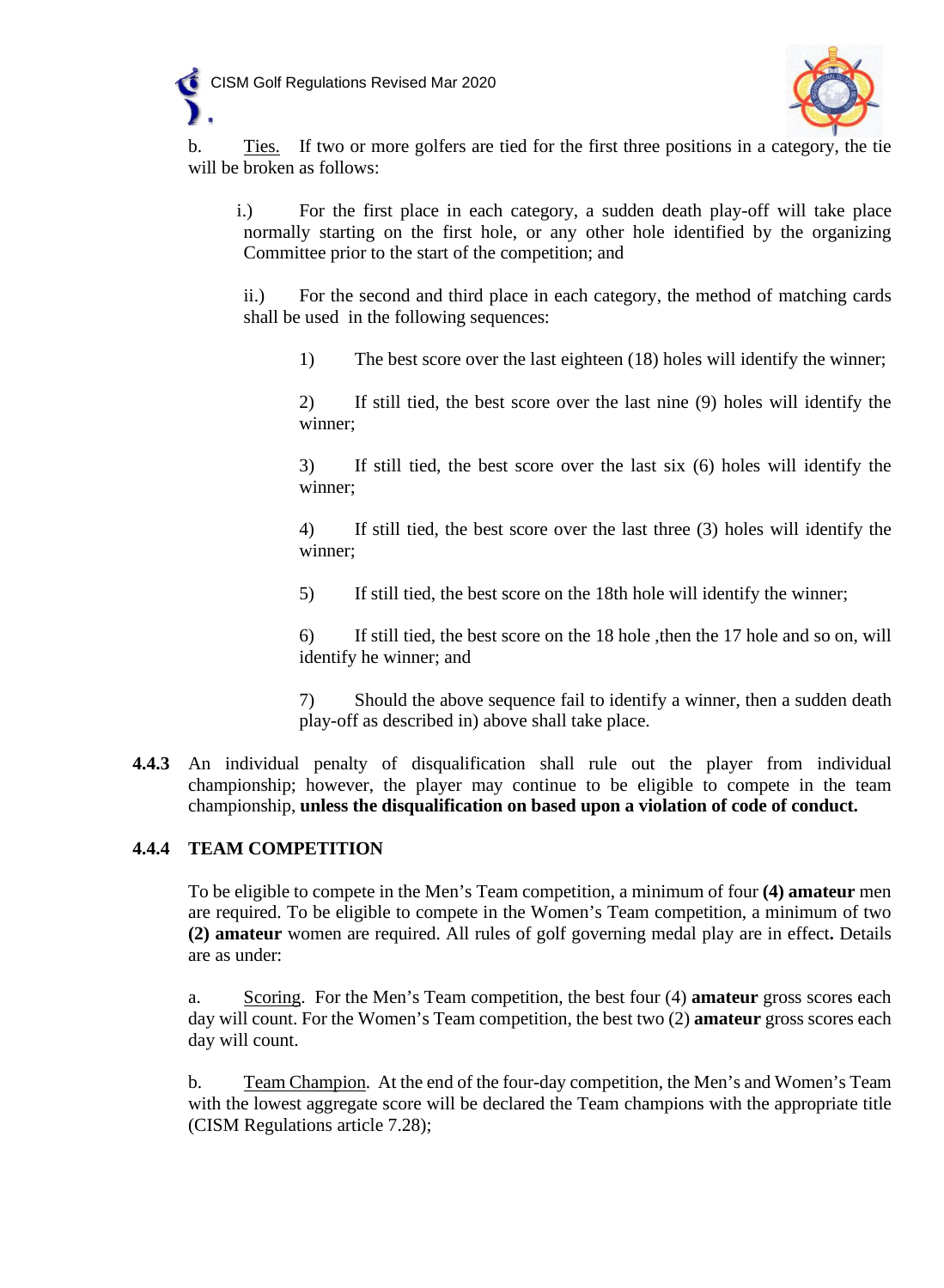b. Ties. If two or more golfers are tied for the first three positions in a category, the tie will be broken as follows:

i.) For the first place in each category, a sudden death play-off will take place normally starting on the first hole, or any other hole identified by the organizing Committee prior to the start of the competition; and

ii.) For the second and third place in each category, the method of matching cards shall be used in the following sequences:

1) The best score over the last eighteen (18) holes will identify the winner;

2) If still tied, the best score over the last nine (9) holes will identify the winner;

3) If still tied, the best score over the last six (6) holes will identify the winner;

4) If still tied, the best score over the last three (3) holes will identify the winner;

5) If still tied, the best score on the 18th hole will identify the winner;

6) If still tied, the best score on the 18 hole ,then the 17 hole and so on, will identify he winner; and

7) Should the above sequence fail to identify a winner, then a sudden death play-off as described in) above shall take place.

**4.4.3** An individual penalty of disqualification shall rule out the player from individual championship; however, the player may continue to be eligible to compete in the team championship, **unless the disqualification on based upon a violation of code of conduct.**

### 4.4.4 TEAM COMPETITION

To be eligible to compete in the Men's Team competition, a minimum of four **(4) amateur** men are required. To be eligible to compete in the Women's Team competition, a minimum of two **(2) amateur** women are required. All rules of golf governing medal play are in effect**.** Details are as under:

a. Scoring. For the Men's Team competition, the best four (4) **amateur** gross scores each day will count. For the Women's Team competition, the best two (2) **amateur** gross scores each day will count.

b. Team Champion. At the end of the four-day competition, the Men's and Women's Team with the lowest aggregate score will be declared the Team champions with the appropriate title (CISM Regulations article 7.28);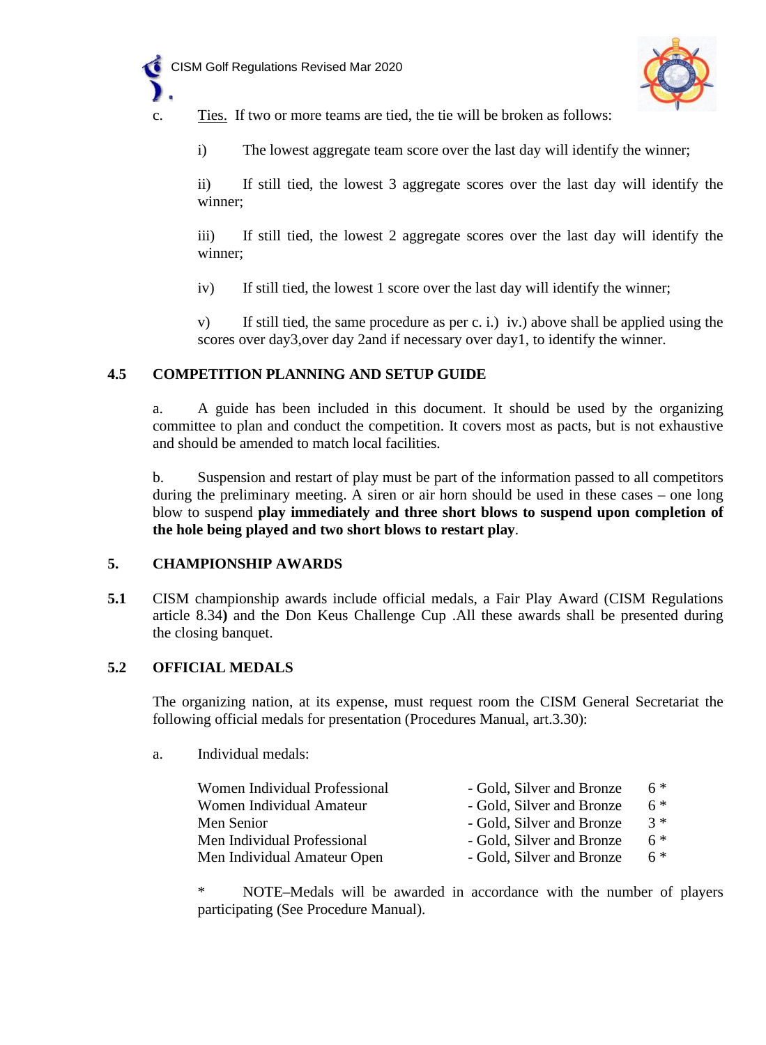c. Ties. If two or more teams are tied, the tie will be broken as follows:

i) The lowest aggregate team score over the last day will identify the winner;

ii) If still tied, the lowest 3 aggregate scores over the last day will identify the winner;

iii) If still tied, the lowest 2 aggregate scores over the last day will identify the winner;

iv) If still tied, the lowest 1 score over the last day will identify the winner;

v) If still tied, the same procedure as per c. i.) iv.) above shall be applied using the scores over day3,over day 2and if necessary over day1, to identify the winner.

## 4.5 COMPETITION PLANNING AND SETUP GUIDE

a. A guide has been included in this document. It should be used by the organizing committee to plan and conduct the competition. It covers most as pacts, but is not exhaustive and should be amended to match local facilities.

b. Suspension and restart of play must be part of the information passed to all competitors during the preliminary meeting. A siren or air horn should be used in these cases – one long blow to suspend **play immediately and three short blows to suspend upon completion of the hole being played and two short blows to restart play**.

# 5. CHAMPIONSHIP AWARDS

**5.1** CISM championship awards include official medals, a Fair Play Award (CISM Regulations article 8.34**)** and the Don Keus Challenge Cup .All these awards shall be presented during the closing banquet.

## 5.2 OFFICIAL MEDALS

The organizing nation, at its expense, must request room the CISM General Secretariat the following official medals for presentation (Procedures Manual, art.3.30):

a. Individual medals:

| | | |
|---|---|---|
| Women Individual Professional | - Gold, Silver and Bronze | 6 * |
| Women Individual Amateur | - Gold, Silver and Bronze | 6 * |
| Men Senior | - Gold, Silver and Bronze | 3 * |
| Men Individual Professional | - Gold, Silver and Bronze | 6 * |
| Men Individual Amateur Open | - Gold, Silver and Bronze | 6 * |

* NOTE–Medals will be awarded in accordance with the number of players participating (See Procedure Manual).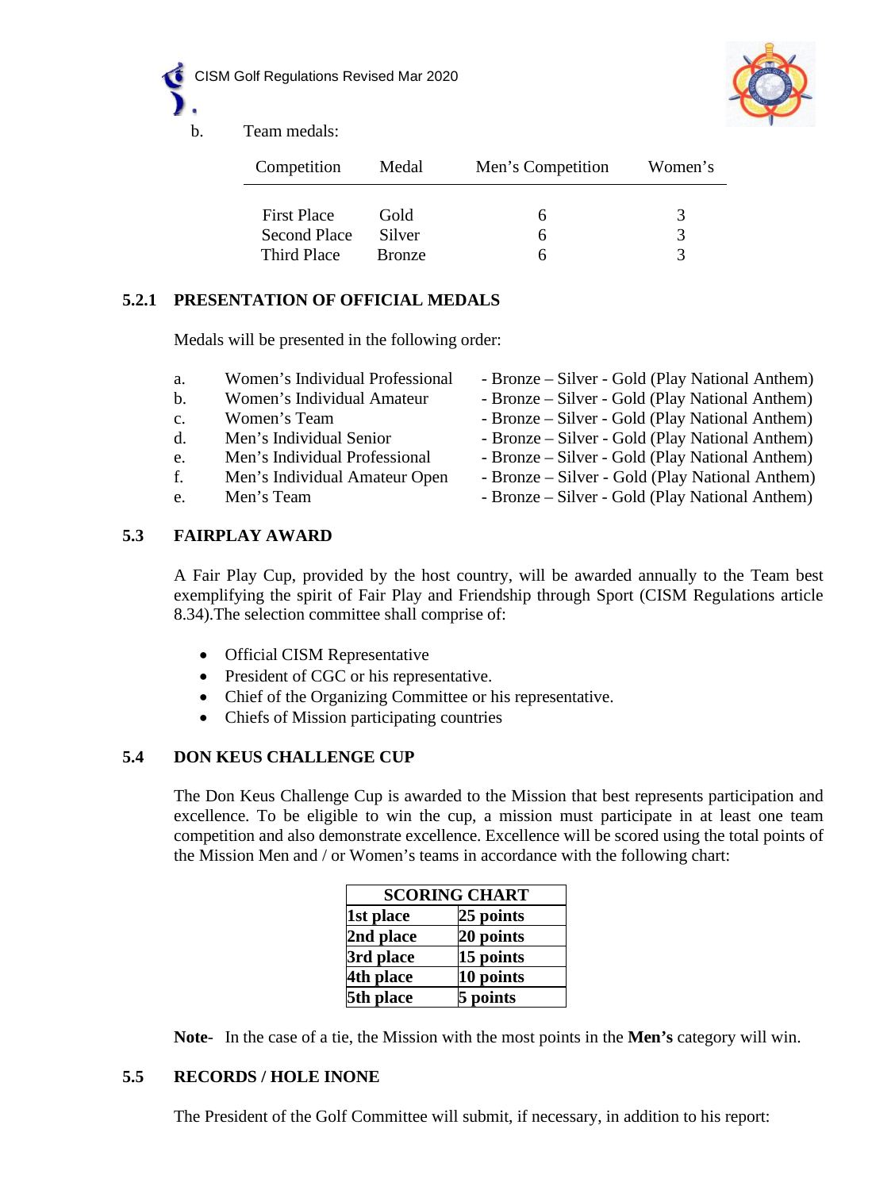b. Team medals:

| Competition | Medal | Men's Competition | Women's |
|---|---|---|---|
| First Place | Gold | 6 | 3 |
| Second Place | Silver | 6 | 3 |
| Third Place | Bronze | 6 | 3 |

### 5.2.1 PRESENTATION OF OFFICIAL MEDALS

Medals will be presented in the following order:

a. Women's Individual Professional - Bronze – Silver - Gold (Play National Anthem)
b. Women's Individual Amateur - Bronze – Silver - Gold (Play National Anthem)
c. Women's Team - Bronze – Silver - Gold (Play National Anthem)
d. Men's Individual Senior - Bronze – Silver - Gold (Play National Anthem)
e. Men's Individual Professional - Bronze – Silver - Gold (Play National Anthem)
f. Men's Individual Amateur Open - Bronze – Silver - Gold (Play National Anthem)
e. Men's Team - Bronze – Silver - Gold (Play National Anthem)

### 5.3 FAIRPLAY AWARD

A Fair Play Cup, provided by the host country, will be awarded annually to the Team best exemplifying the spirit of Fair Play and Friendship through Sport (CISM Regulations article 8.34).The selection committee shall comprise of:

- Official CISM Representative
- President of CGC or his representative.
- Chief of the Organizing Committee or his representative.
- Chiefs of Mission participating countries

### 5.4 DON KEUS CHALLENGE CUP

The Don Keus Challenge Cup is awarded to the Mission that best represents participation and excellence. To be eligible to win the cup, a mission must participate in at least one team competition and also demonstrate excellence. Excellence will be scored using the total points of the Mission Men and / or Women's teams in accordance with the following chart:

| SCORING CHART | |
|---|---|
| **1st place** | **25 points** |
| **2nd place** | **20 points** |
| **3rd place** | **15 points** |
| **4th place** | **10 points** |
| **5th place** | **5 points** |

**Note**- In the case of a tie, the Mission with the most points in the **Men's** category will win.

### 5.5 RECORDS / HOLE INONE

The President of the Golf Committee will submit, if necessary, in addition to his report: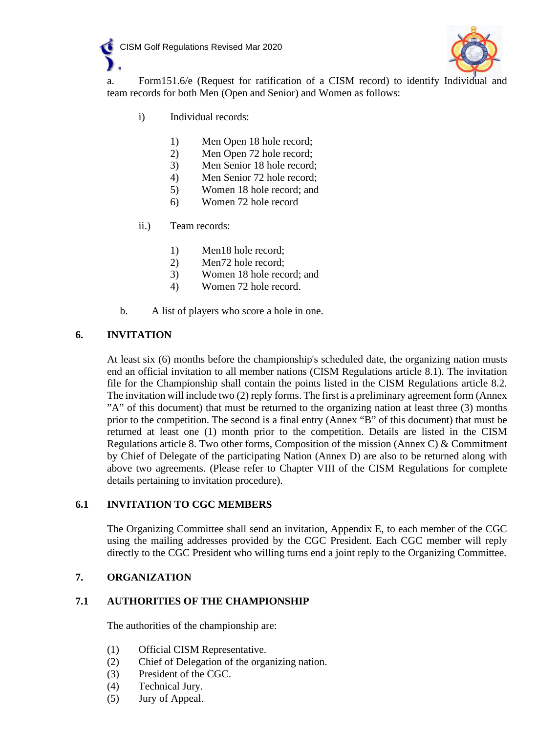a. Form151.6/e (Request for ratification of a CISM record) to identify Individual and team records for both Men (Open and Senior) and Women as follows:

i) Individual records:

1) Men Open 18 hole record;
2) Men Open 72 hole record;
3) Men Senior 18 hole record;
4) Men Senior 72 hole record;
5) Women 18 hole record; and
6) Women 72 hole record

ii.) Team records:

1) Men18 hole record;
2) Men72 hole record;
3) Women 18 hole record; and
4) Women 72 hole record.

b. A list of players who score a hole in one.

## 6. INVITATION

At least six (6) months before the championship's scheduled date, the organizing nation musts end an official invitation to all member nations (CISM Regulations article 8.1). The invitation file for the Championship shall contain the points listed in the CISM Regulations article 8.2. The invitation will include two (2) reply forms. The first is a preliminary agreement form (Annex ”A” of this document) that must be returned to the organizing nation at least three (3) months prior to the competition. The second is a final entry (Annex “B” of this document) that must be returned at least one (1) month prior to the competition. Details are listed in the CISM Regulations article 8. Two other forms, Composition of the mission (Annex C) & Commitment by Chief of Delegate of the participating Nation (Annex D) are also to be returned along with above two agreements. (Please refer to Chapter VIII of the CISM Regulations for complete details pertaining to invitation procedure).

### 6.1 INVITATION TO CGC MEMBERS

The Organizing Committee shall send an invitation, Appendix E, to each member of the CGC using the mailing addresses provided by the CGC President. Each CGC member will reply directly to the CGC President who willing turns end a joint reply to the Organizing Committee.

## 7. ORGANIZATION

### 7.1 AUTHORITIES OF THE CHAMPIONSHIP

The authorities of the championship are:

(1) Official CISM Representative.
(2) Chief of Delegation of the organizing nation.
(3) President of the CGC.
(4) Technical Jury.
(5) Jury of Appeal.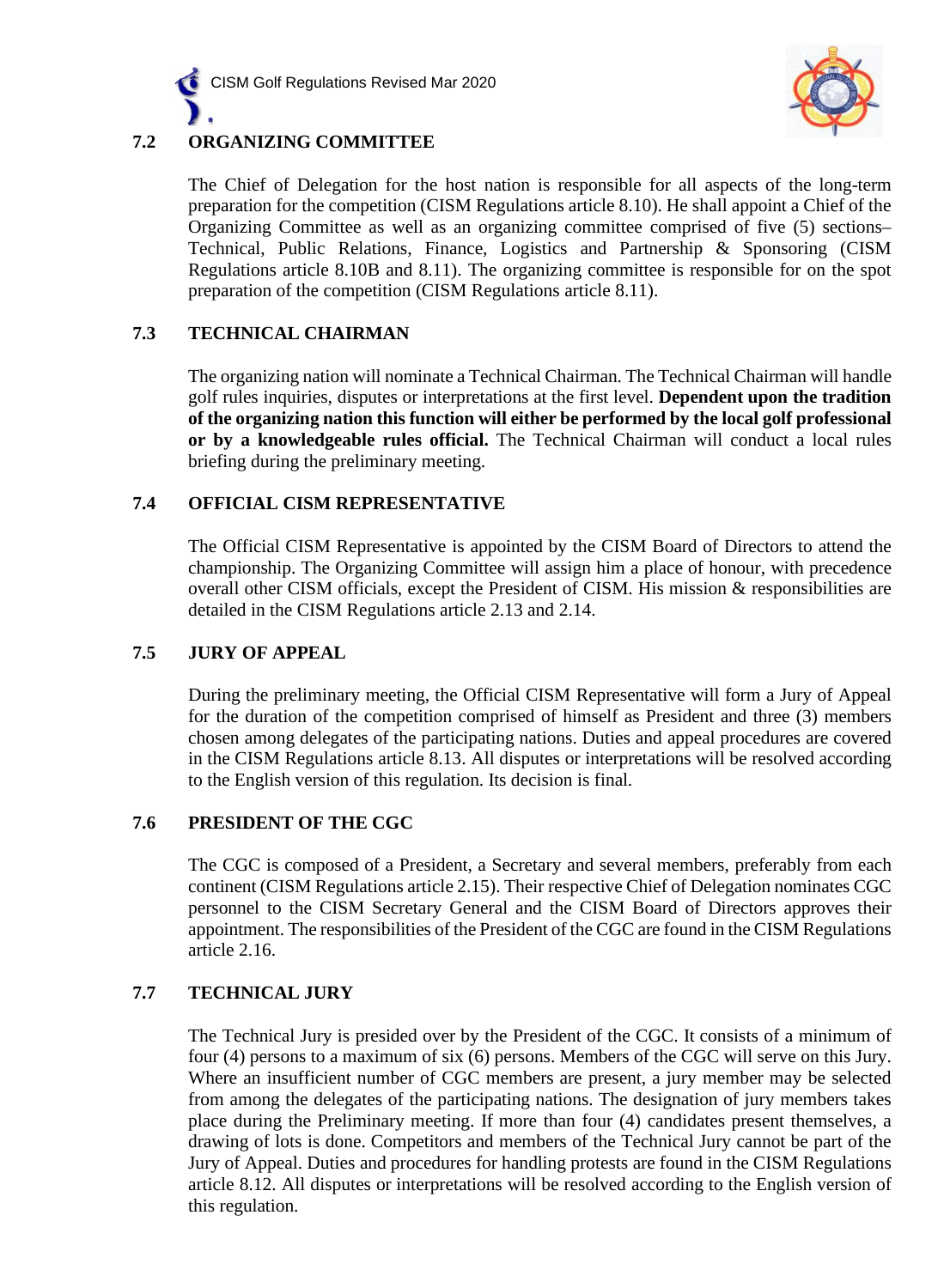## 7.2 ORGANIZING COMMITTEE

The Chief of Delegation for the host nation is responsible for all aspects of the long-term preparation for the competition (CISM Regulations article 8.10). He shall appoint a Chief of the Organizing Committee as well as an organizing committee comprised of five (5) sections– Technical, Public Relations, Finance, Logistics and Partnership & Sponsoring (CISM Regulations article 8.10B and 8.11). The organizing committee is responsible for on the spot preparation of the competition (CISM Regulations article 8.11).

## 7.3 TECHNICAL CHAIRMAN

The organizing nation will nominate a Technical Chairman. The Technical Chairman will handle golf rules inquiries, disputes or interpretations at the first level. **Dependent upon the tradition of the organizing nation this function will either be performed by the local golf professional or by a knowledgeable rules official.** The Technical Chairman will conduct a local rules briefing during the preliminary meeting.

## 7.4 OFFICIAL CISM REPRESENTATIVE

The Official CISM Representative is appointed by the CISM Board of Directors to attend the championship. The Organizing Committee will assign him a place of honour, with precedence overall other CISM officials, except the President of CISM. His mission & responsibilities are detailed in the CISM Regulations article 2.13 and 2.14.

## 7.5 JURY OF APPEAL

During the preliminary meeting, the Official CISM Representative will form a Jury of Appeal for the duration of the competition comprised of himself as President and three (3) members chosen among delegates of the participating nations. Duties and appeal procedures are covered in the CISM Regulations article 8.13. All disputes or interpretations will be resolved according to the English version of this regulation. Its decision is final.

## 7.6 PRESIDENT OF THE CGC

The CGC is composed of a President, a Secretary and several members, preferably from each continent (CISM Regulations article 2.15). Their respective Chief of Delegation nominates CGC personnel to the CISM Secretary General and the CISM Board of Directors approves their appointment. The responsibilities of the President of the CGC are found in the CISM Regulations article 2.16.

## 7.7 TECHNICAL JURY

The Technical Jury is presided over by the President of the CGC. It consists of a minimum of four (4) persons to a maximum of six (6) persons. Members of the CGC will serve on this Jury. Where an insufficient number of CGC members are present, a jury member may be selected from among the delegates of the participating nations. The designation of jury members takes place during the Preliminary meeting. If more than four (4) candidates present themselves, a drawing of lots is done. Competitors and members of the Technical Jury cannot be part of the Jury of Appeal. Duties and procedures for handling protests are found in the CISM Regulations article 8.12. All disputes or interpretations will be resolved according to the English version of this regulation.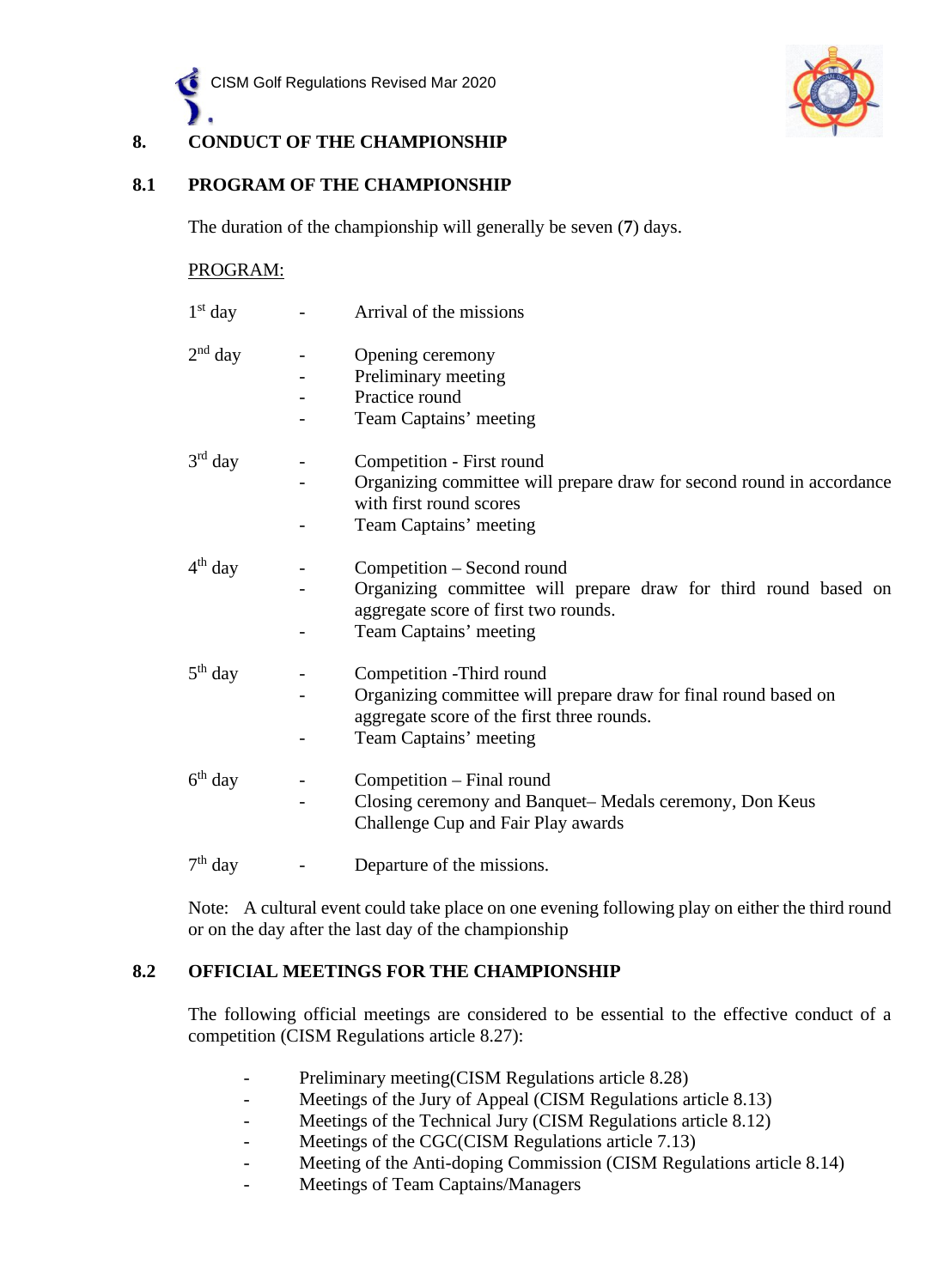## 8. CONDUCT OF THE CHAMPIONSHIP

### 8.1 PROGRAM OF THE CHAMPIONSHIP

The duration of the championship will generally be seven (**7**) days.

PROGRAM:

1st day
- Arrival of the missions

2nd day
- Opening ceremony
- Preliminary meeting
- Practice round
- Team Captains' meeting

3rd day
- Competition - First round
- Organizing committee will prepare draw for second round in accordance with first round scores
- Team Captains' meeting

4th day
- Competition – Second round
- Organizing committee will prepare draw for third round based on aggregate score of first two rounds.
- Team Captains' meeting

5th day
- Competition -Third round
- Organizing committee will prepare draw for final round based on aggregate score of the first three rounds.
- Team Captains' meeting

6th day
- Competition – Final round
- Closing ceremony and Banquet– Medals ceremony, Don Keus Challenge Cup and Fair Play awards

7th day
- Departure of the missions.

Note: A cultural event could take place on one evening following play on either the third round or on the day after the last day of the championship

### 8.2 OFFICIAL MEETINGS FOR THE CHAMPIONSHIP

The following official meetings are considered to be essential to the effective conduct of a competition (CISM Regulations article 8.27):

- Preliminary meeting(CISM Regulations article 8.28)
- Meetings of the Jury of Appeal (CISM Regulations article 8.13)
- Meetings of the Technical Jury (CISM Regulations article 8.12)
- Meetings of the CGC(CISM Regulations article 7.13)
- Meeting of the Anti-doping Commission (CISM Regulations article 8.14)
- Meetings of Team Captains/Managers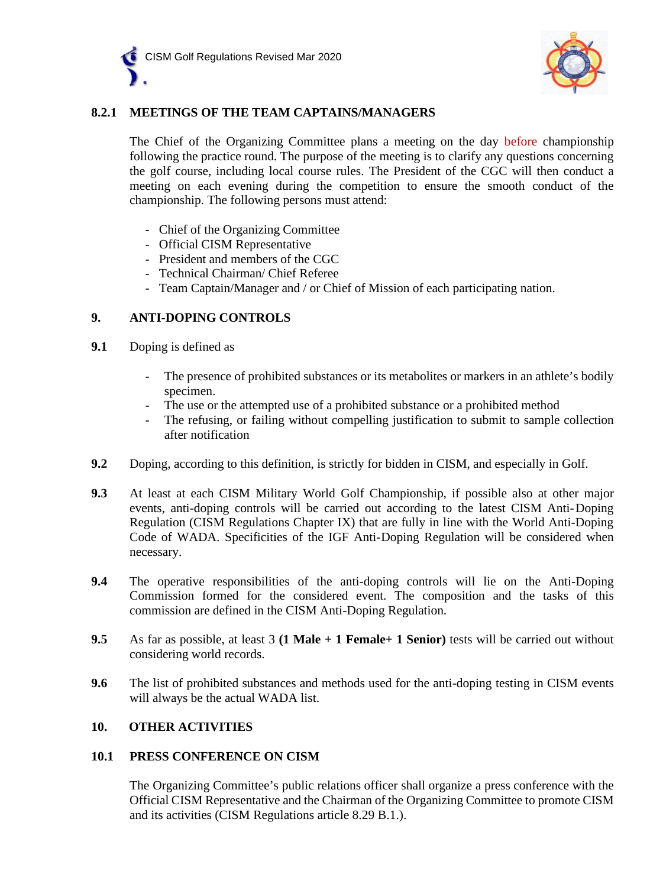### 8.2.1 MEETINGS OF THE TEAM CAPTAINS/MANAGERS

The Chief of the Organizing Committee plans a meeting on the day before championship following the practice round. The purpose of the meeting is to clarify any questions concerning the golf course, including local course rules. The President of the CGC will then conduct a meeting on each evening during the competition to ensure the smooth conduct of the championship. The following persons must attend:

- Chief of the Organizing Committee
- Official CISM Representative
- President and members of the CGC
- Technical Chairman/ Chief Referee
- Team Captain/Manager and / or Chief of Mission of each participating nation.

## 9. ANTI-DOPING CONTROLS

**9.1** Doping is defined as

- The presence of prohibited substances or its metabolites or markers in an athlete's bodily specimen.
- The use or the attempted use of a prohibited substance or a prohibited method
- The refusing, or failing without compelling justification to submit to sample collection after notification

**9.2** Doping, according to this definition, is strictly for bidden in CISM, and especially in Golf.

**9.3** At least at each CISM Military World Golf Championship, if possible also at other major events, anti-doping controls will be carried out according to the latest CISM Anti-Doping Regulation (CISM Regulations Chapter IX) that are fully in line with the World Anti-Doping Code of WADA. Specificities of the IGF Anti-Doping Regulation will be considered when necessary.

**9.4** The operative responsibilities of the anti-doping controls will lie on the Anti-Doping Commission formed for the considered event. The composition and the tasks of this commission are defined in the CISM Anti-Doping Regulation.

**9.5** As far as possible, at least 3 **(1 Male + 1 Female+ 1 Senior)** tests will be carried out without considering world records.

**9.6** The list of prohibited substances and methods used for the anti-doping testing in CISM events will always be the actual WADA list.

## 10. OTHER ACTIVITIES

### 10.1 PRESS CONFERENCE ON CISM

The Organizing Committee's public relations officer shall organize a press conference with the Official CISM Representative and the Chairman of the Organizing Committee to promote CISM and its activities (CISM Regulations article 8.29 B.1.).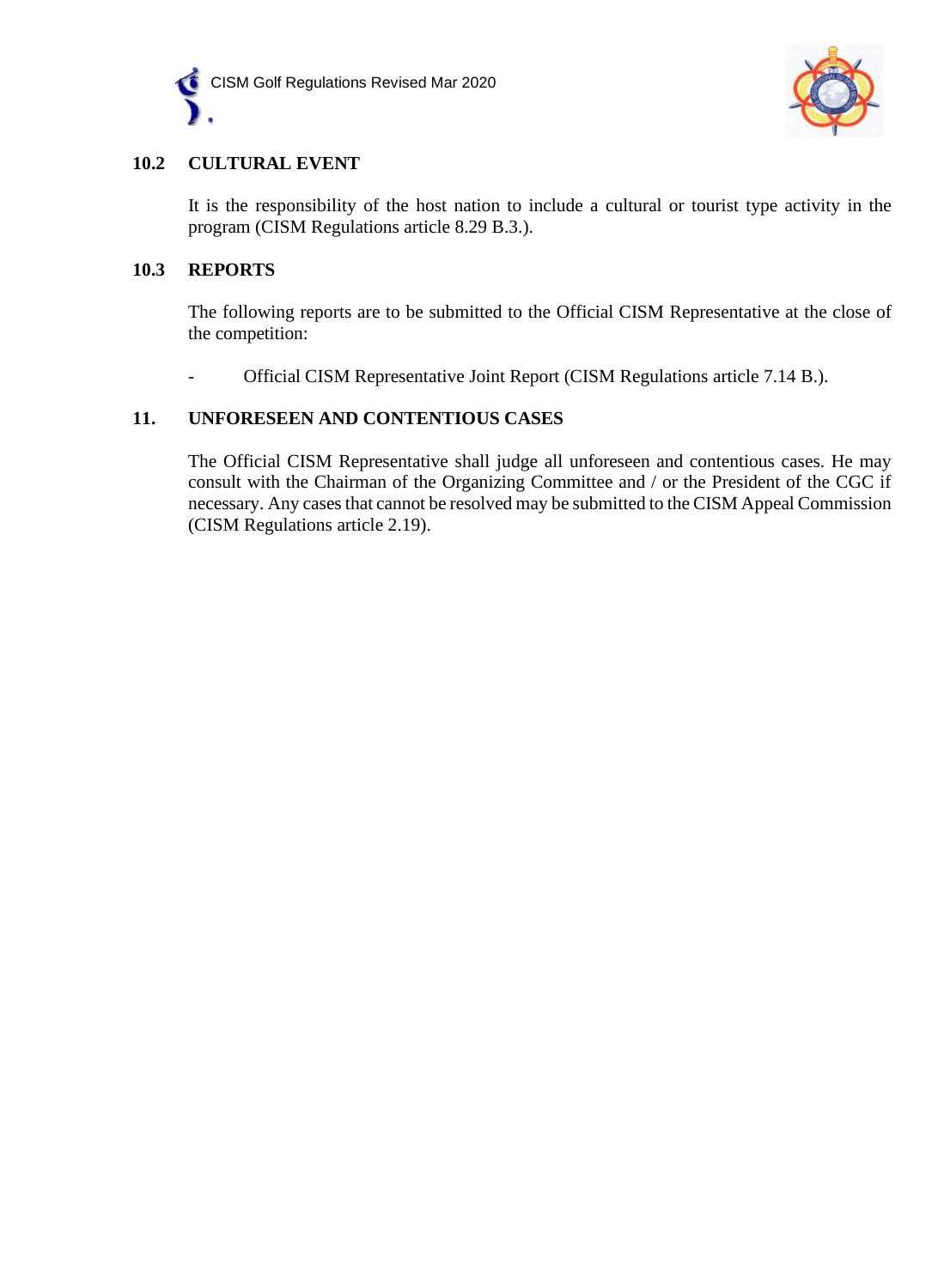### 10.2 CULTURAL EVENT

It is the responsibility of the host nation to include a cultural or tourist type activity in the program (CISM Regulations article 8.29 B.3.).

### 10.3 REPORTS

The following reports are to be submitted to the Official CISM Representative at the close of the competition:

- Official CISM Representative Joint Report (CISM Regulations article 7.14 B.).

## 11. UNFORESEEN AND CONTENTIOUS CASES

The Official CISM Representative shall judge all unforeseen and contentious cases. He may consult with the Chairman of the Organizing Committee and / or the President of the CGC if necessary. Any cases that cannot be resolved may be submitted to the CISM Appeal Commission (CISM Regulations article 2.19).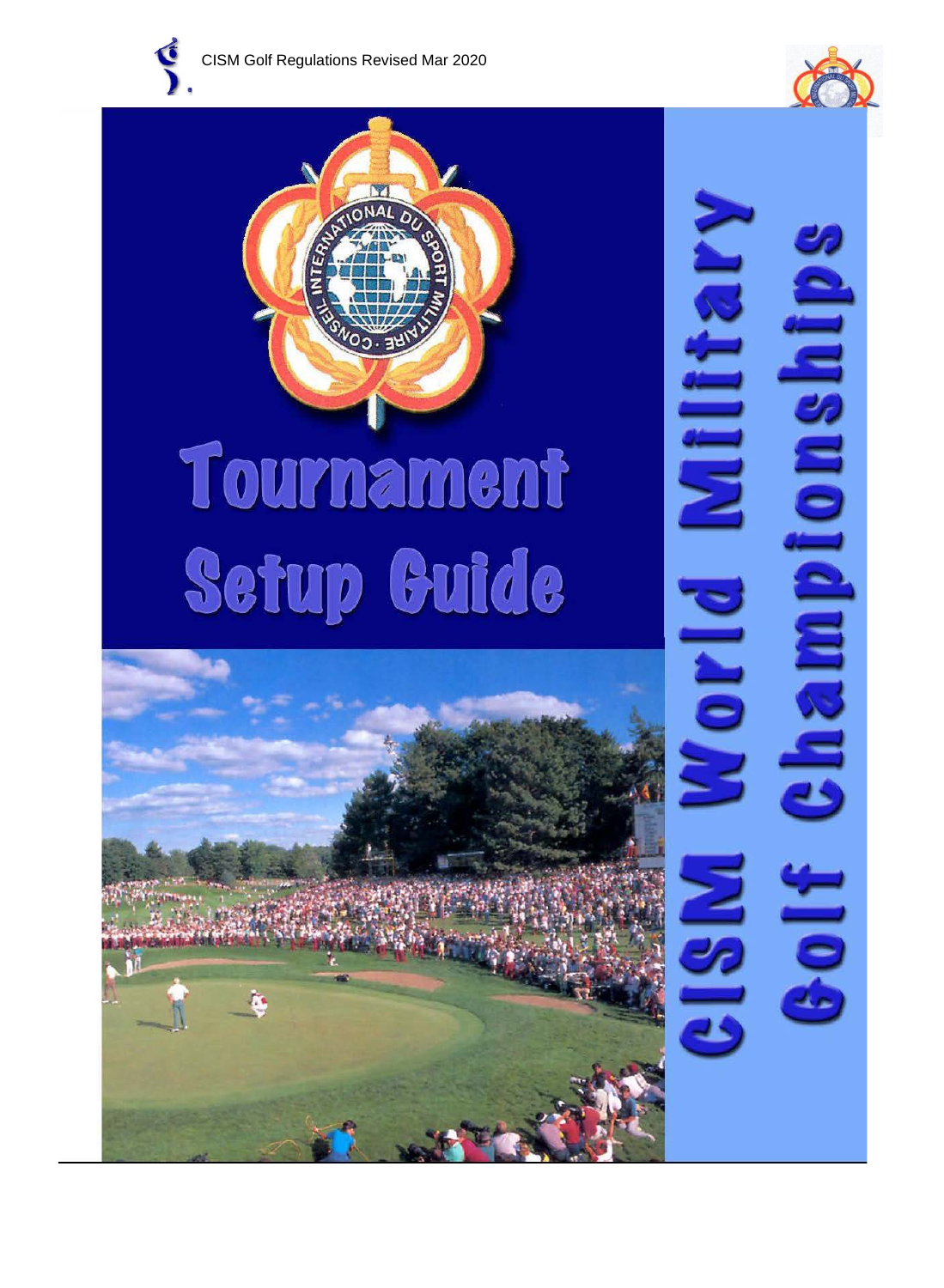# Tournament Setup Guide

# CISM World Military Golf Championships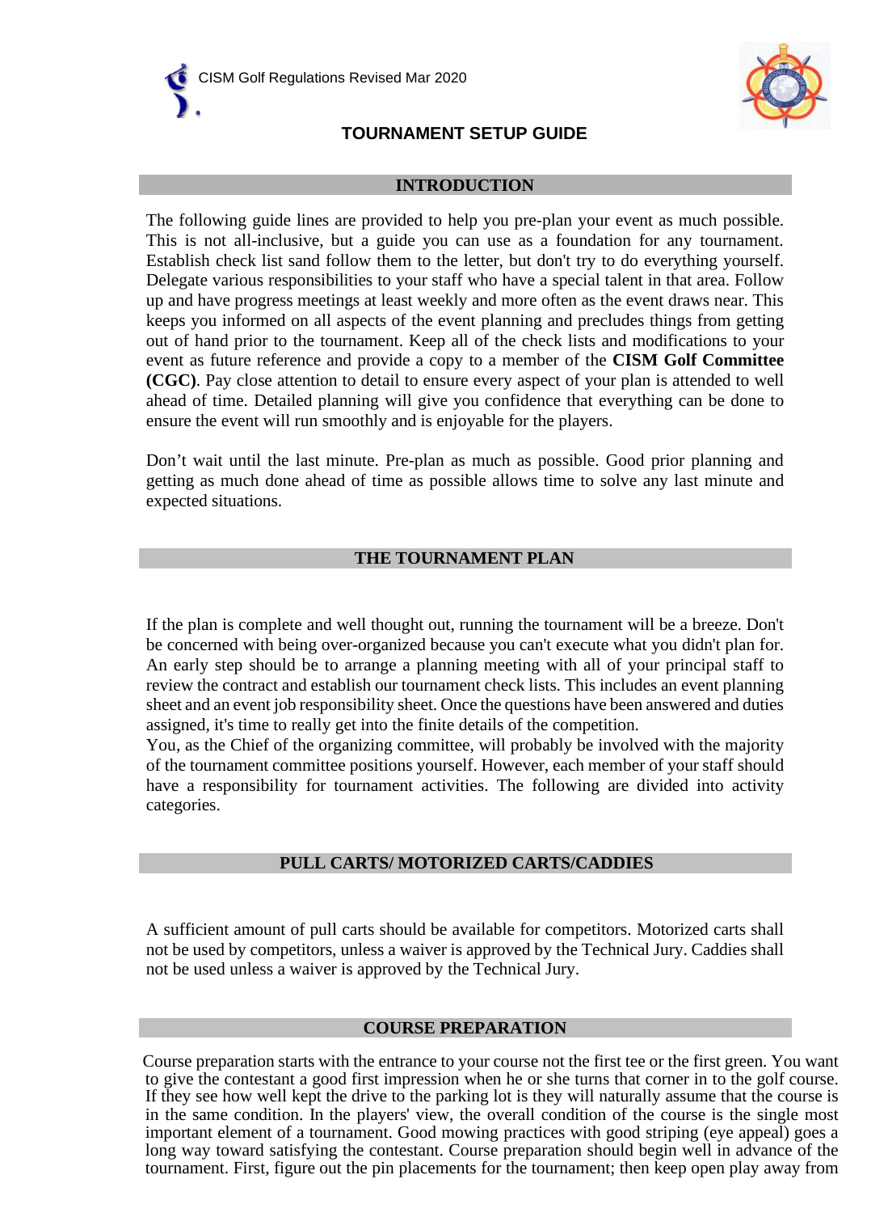# TOURNAMENT SETUP GUIDE

## INTRODUCTION

The following guide lines are provided to help you pre-plan your event as much possible. This is not all-inclusive, but a guide you can use as a foundation for any tournament. Establish check list sand follow them to the letter, but don't try to do everything yourself. Delegate various responsibilities to your staff who have a special talent in that area. Follow up and have progress meetings at least weekly and more often as the event draws near. This keeps you informed on all aspects of the event planning and precludes things from getting out of hand prior to the tournament. Keep all of the check lists and modifications to your event as future reference and provide a copy to a member of the **CISM Golf Committee (CGC)**. Pay close attention to detail to ensure every aspect of your plan is attended to well ahead of time. Detailed planning will give you confidence that everything can be done to ensure the event will run smoothly and is enjoyable for the players.

Don't wait until the last minute. Pre-plan as much as possible. Good prior planning and getting as much done ahead of time as possible allows time to solve any last minute and expected situations.

## THE TOURNAMENT PLAN

If the plan is complete and well thought out, running the tournament will be a breeze. Don't be concerned with being over-organized because you can't execute what you didn't plan for. An early step should be to arrange a planning meeting with all of your principal staff to review the contract and establish our tournament check lists. This includes an event planning sheet and an event job responsibility sheet. Once the questions have been answered and duties assigned, it's time to really get into the finite details of the competition.
You, as the Chief of the organizing committee, will probably be involved with the majority of the tournament committee positions yourself. However, each member of your staff should have a responsibility for tournament activities. The following are divided into activity categories.

## PULL CARTS/ MOTORIZED CARTS/CADDIES

A sufficient amount of pull carts should be available for competitors. Motorized carts shall not be used by competitors, unless a waiver is approved by the Technical Jury. Caddies shall not be used unless a waiver is approved by the Technical Jury.

## COURSE PREPARATION

Course preparation starts with the entrance to your course not the first tee or the first green. You want to give the contestant a good first impression when he or she turns that corner in to the golf course. If they see how well kept the drive to the parking lot is they will naturally assume that the course is in the same condition. In the players' view, the overall condition of the course is the single most important element of a tournament. Good mowing practices with good striping (eye appeal) goes a long way toward satisfying the contestant. Course preparation should begin well in advance of the tournament. First, figure out the pin placements for the tournament; then keep open play away from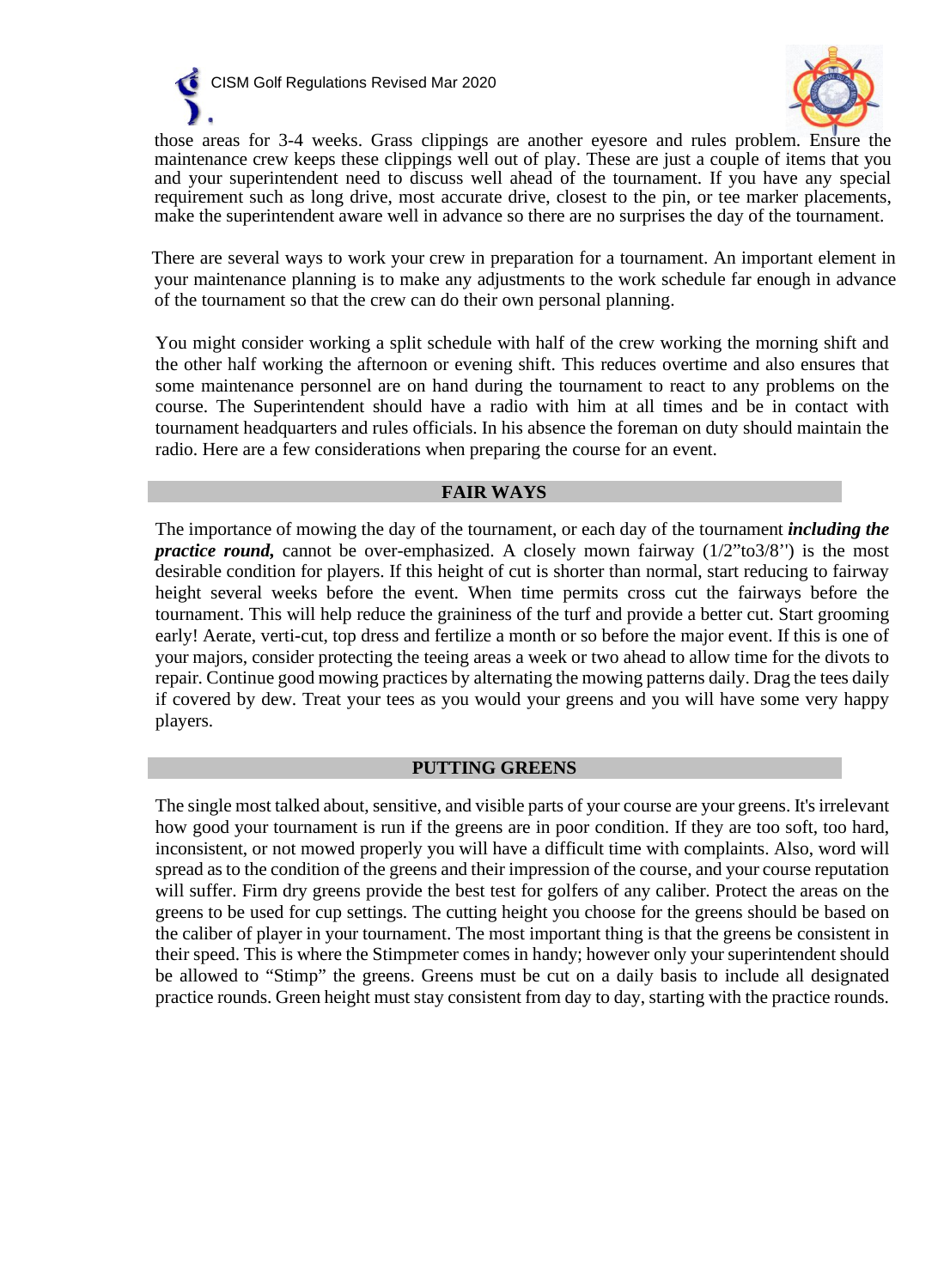those areas for 3-4 weeks. Grass clippings are another eyesore and rules problem. Ensure the maintenance crew keeps these clippings well out of play. These are just a couple of items that you and your superintendent need to discuss well ahead of the tournament. If you have any special requirement such as long drive, most accurate drive, closest to the pin, or tee marker placements, make the superintendent aware well in advance so there are no surprises the day of the tournament.

There are several ways to work your crew in preparation for a tournament. An important element in your maintenance planning is to make any adjustments to the work schedule far enough in advance of the tournament so that the crew can do their own personal planning.

You might consider working a split schedule with half of the crew working the morning shift and the other half working the afternoon or evening shift. This reduces overtime and also ensures that some maintenance personnel are on hand during the tournament to react to any problems on the course. The Superintendent should have a radio with him at all times and be in contact with tournament headquarters and rules officials. In his absence the foreman on duty should maintain the radio. Here are a few considerations when preparing the course for an event.

## FAIR WAYS

The importance of mowing the day of the tournament, or each day of the tournament ***including the practice round,*** cannot be over-emphasized. A closely mown fairway (1/2”to3/8'') is the most desirable condition for players. If this height of cut is shorter than normal, start reducing to fairway height several weeks before the event. When time permits cross cut the fairways before the tournament. This will help reduce the graininess of the turf and provide a better cut. Start grooming early! Aerate, verti-cut, top dress and fertilize a month or so before the major event. If this is one of your majors, consider protecting the teeing areas a week or two ahead to allow time for the divots to repair. Continue good mowing practices by alternating the mowing patterns daily. Drag the tees daily if covered by dew. Treat your tees as you would your greens and you will have some very happy players.

## PUTTING GREENS

The single most talked about, sensitive, and visible parts of your course are your greens. It's irrelevant how good your tournament is run if the greens are in poor condition. If they are too soft, too hard, inconsistent, or not mowed properly you will have a difficult time with complaints. Also, word will spread as to the condition of the greens and their impression of the course, and your course reputation will suffer. Firm dry greens provide the best test for golfers of any caliber. Protect the areas on the greens to be used for cup settings. The cutting height you choose for the greens should be based on the caliber of player in your tournament. The most important thing is that the greens be consistent in their speed. This is where the Stimpmeter comes in handy; however only your superintendent should be allowed to “Stimp” the greens. Greens must be cut on a daily basis to include all designated practice rounds. Green height must stay consistent from day to day, starting with the practice rounds.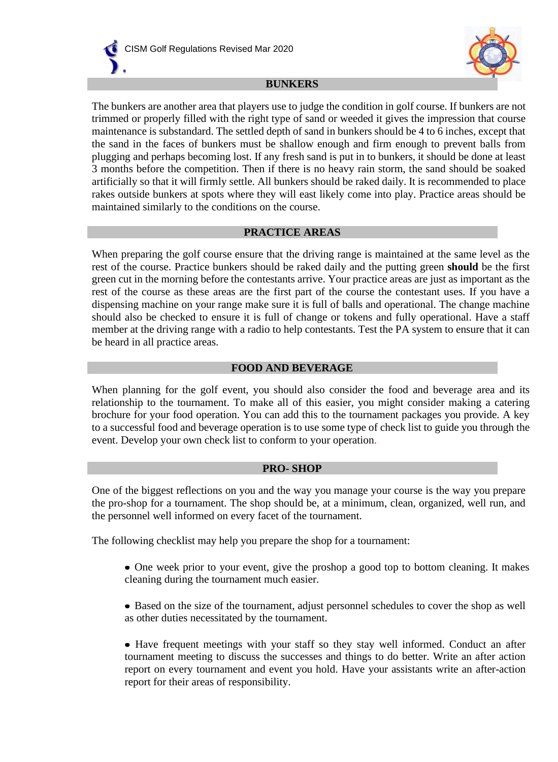## BUNKERS

The bunkers are another area that players use to judge the condition in golf course. If bunkers are not trimmed or properly filled with the right type of sand or weeded it gives the impression that course maintenance is substandard. The settled depth of sand in bunkers should be 4 to 6 inches, except that the sand in the faces of bunkers must be shallow enough and firm enough to prevent balls from plugging and perhaps becoming lost. If any fresh sand is put in to bunkers, it should be done at least 3 months before the competition. Then if there is no heavy rain storm, the sand should be soaked artificially so that it will firmly settle. All bunkers should be raked daily. It is recommended to place rakes outside bunkers at spots where they will east likely come into play. Practice areas should be maintained similarly to the conditions on the course.

## PRACTICE AREAS

When preparing the golf course ensure that the driving range is maintained at the same level as the rest of the course. Practice bunkers should be raked daily and the putting green **should** be the first green cut in the morning before the contestants arrive. Your practice areas are just as important as the rest of the course as these areas are the first part of the course the contestant uses. If you have a dispensing machine on your range make sure it is full of balls and operational. The change machine should also be checked to ensure it is full of change or tokens and fully operational. Have a staff member at the driving range with a radio to help contestants. Test the PA system to ensure that it can be heard in all practice areas.

## FOOD AND BEVERAGE

When planning for the golf event, you should also consider the food and beverage area and its relationship to the tournament. To make all of this easier, you might consider making a catering brochure for your food operation. You can add this to the tournament packages you provide. A key to a successful food and beverage operation is to use some type of check list to guide you through the event. Develop your own check list to conform to your operation.

## PRO- SHOP

One of the biggest reflections on you and the way you manage your course is the way you prepare the pro-shop for a tournament. The shop should be, at a minimum, clean, organized, well run, and the personnel well informed on every facet of the tournament.

The following checklist may help you prepare the shop for a tournament:

- One week prior to your event, give the proshop a good top to bottom cleaning. It makes cleaning during the tournament much easier.

- Based on the size of the tournament, adjust personnel schedules to cover the shop as well as other duties necessitated by the tournament.

- Have frequent meetings with your staff so they stay well informed. Conduct an after tournament meeting to discuss the successes and things to do better. Write an after action report on every tournament and event you hold. Have your assistants write an after-action report for their areas of responsibility.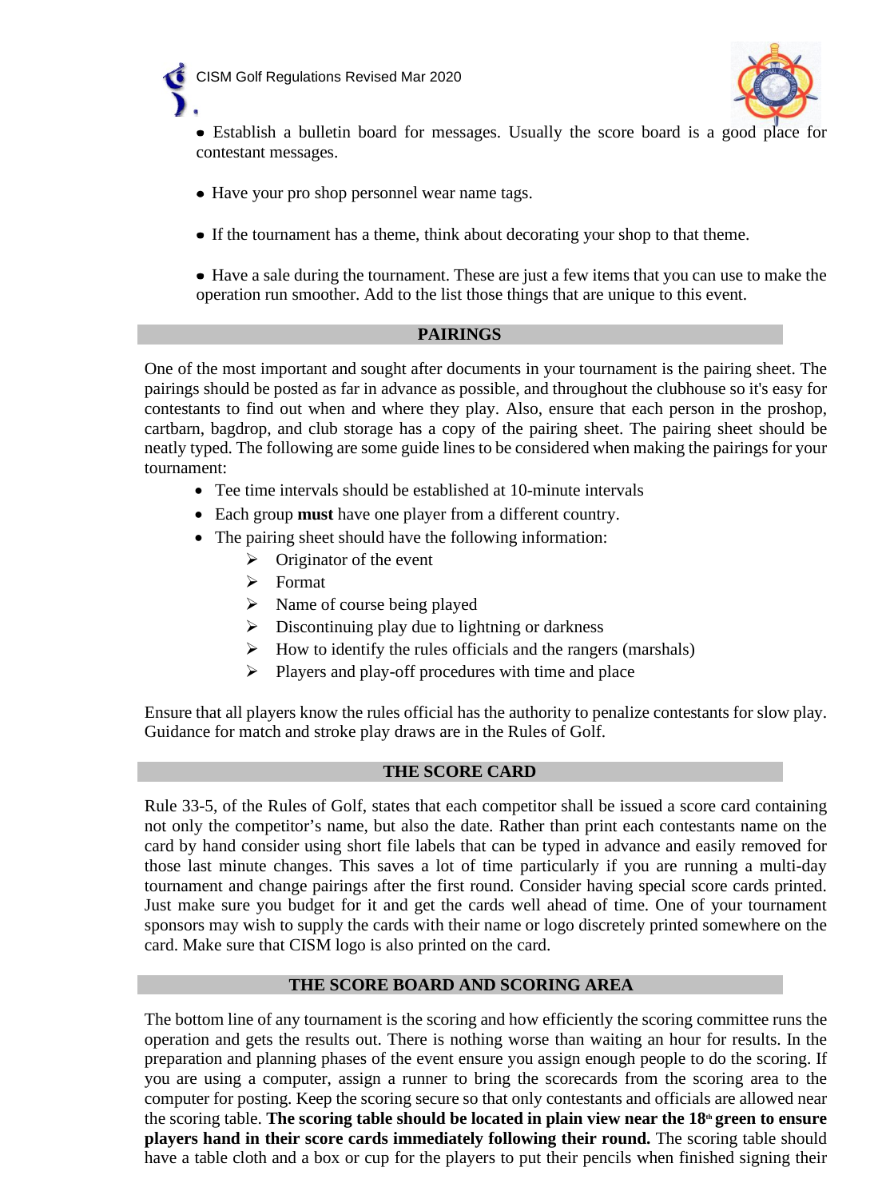- Establish a bulletin board for messages. Usually the score board is a good place for contestant messages.

- Have your pro shop personnel wear name tags.

- If the tournament has a theme, think about decorating your shop to that theme.

- Have a sale during the tournament. These are just a few items that you can use to make the operation run smoother. Add to the list those things that are unique to this event.

## PAIRINGS

One of the most important and sought after documents in your tournament is the pairing sheet. The pairings should be posted as far in advance as possible, and throughout the clubhouse so it's easy for contestants to find out when and where they play. Also, ensure that each person in the proshop, cartbarn, bagdrop, and club storage has a copy of the pairing sheet. The pairing sheet should be neatly typed. The following are some guide lines to be considered when making the pairings for your tournament:

- Tee time intervals should be established at 10-minute intervals
- Each group **must** have one player from a different country.
- The pairing sheet should have the following information:
  - Originator of the event
  - Format
  - Name of course being played
  - Discontinuing play due to lightning or darkness
  - How to identify the rules officials and the rangers (marshals)
  - Players and play-off procedures with time and place

Ensure that all players know the rules official has the authority to penalize contestants for slow play. Guidance for match and stroke play draws are in the Rules of Golf.

## THE SCORE CARD

Rule 33-5, of the Rules of Golf, states that each competitor shall be issued a score card containing not only the competitor's name, but also the date. Rather than print each contestants name on the card by hand consider using short file labels that can be typed in advance and easily removed for those last minute changes. This saves a lot of time particularly if you are running a multi-day tournament and change pairings after the first round. Consider having special score cards printed. Just make sure you budget for it and get the cards well ahead of time. One of your tournament sponsors may wish to supply the cards with their name or logo discretely printed somewhere on the card. Make sure that CISM logo is also printed on the card.

## THE SCORE BOARD AND SCORING AREA

The bottom line of any tournament is the scoring and how efficiently the scoring committee runs the operation and gets the results out. There is nothing worse than waiting an hour for results. In the preparation and planning phases of the event ensure you assign enough people to do the scoring. If you are using a computer, assign a runner to bring the scorecards from the scoring area to the computer for posting. Keep the scoring secure so that only contestants and officials are allowed near the scoring table. **The scoring table should be located in plain view near the 18th green to ensure players hand in their score cards immediately following their round.** The scoring table should have a table cloth and a box or cup for the players to put their pencils when finished signing their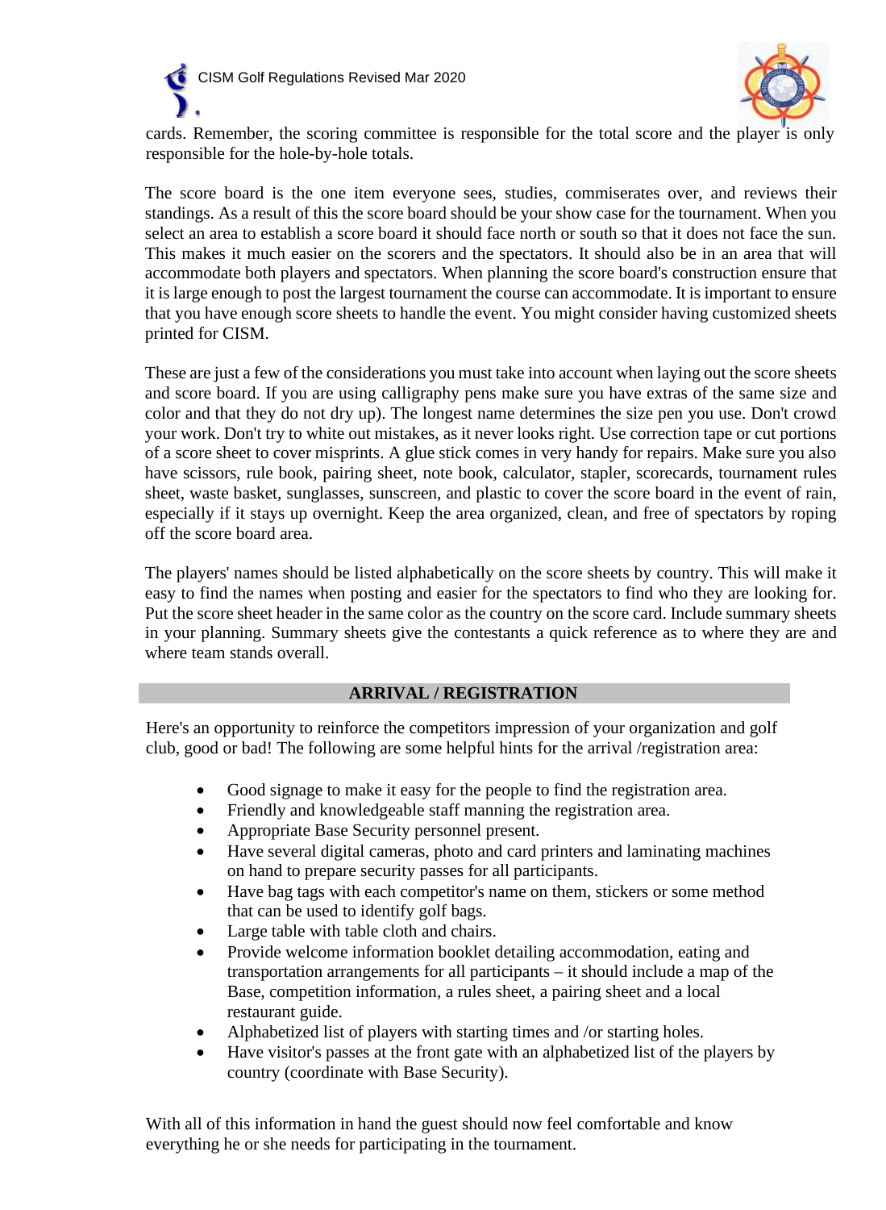cards. Remember, the scoring committee is responsible for the total score and the player is only responsible for the hole-by-hole totals.

The score board is the one item everyone sees, studies, commiserates over, and reviews their standings. As a result of this the score board should be your show case for the tournament. When you select an area to establish a score board it should face north or south so that it does not face the sun. This makes it much easier on the scorers and the spectators. It should also be in an area that will accommodate both players and spectators. When planning the score board's construction ensure that it is large enough to post the largest tournament the course can accommodate. It is important to ensure that you have enough score sheets to handle the event. You might consider having customized sheets printed for CISM.

These are just a few of the considerations you must take into account when laying out the score sheets and score board. If you are using calligraphy pens make sure you have extras of the same size and color and that they do not dry up). The longest name determines the size pen you use. Don't crowd your work. Don't try to white out mistakes, as it never looks right. Use correction tape or cut portions of a score sheet to cover misprints. A glue stick comes in very handy for repairs. Make sure you also have scissors, rule book, pairing sheet, note book, calculator, stapler, scorecards, tournament rules sheet, waste basket, sunglasses, sunscreen, and plastic to cover the score board in the event of rain, especially if it stays up overnight. Keep the area organized, clean, and free of spectators by roping off the score board area.

The players' names should be listed alphabetically on the score sheets by country. This will make it easy to find the names when posting and easier for the spectators to find who they are looking for. Put the score sheet header in the same color as the country on the score card. Include summary sheets in your planning. Summary sheets give the contestants a quick reference as to where they are and where team stands overall.

## ARRIVAL / REGISTRATION

Here's an opportunity to reinforce the competitors impression of your organization and golf club, good or bad! The following are some helpful hints for the arrival /registration area:

- Good signage to make it easy for the people to find the registration area.
- Friendly and knowledgeable staff manning the registration area.
- Appropriate Base Security personnel present.
- Have several digital cameras, photo and card printers and laminating machines on hand to prepare security passes for all participants.
- Have bag tags with each competitor's name on them, stickers or some method that can be used to identify golf bags.
- Large table with table cloth and chairs.
- Provide welcome information booklet detailing accommodation, eating and transportation arrangements for all participants – it should include a map of the Base, competition information, a rules sheet, a pairing sheet and a local restaurant guide.
- Alphabetized list of players with starting times and /or starting holes.
- Have visitor's passes at the front gate with an alphabetized list of the players by country (coordinate with Base Security).

With all of this information in hand the guest should now feel comfortable and know everything he or she needs for participating in the tournament.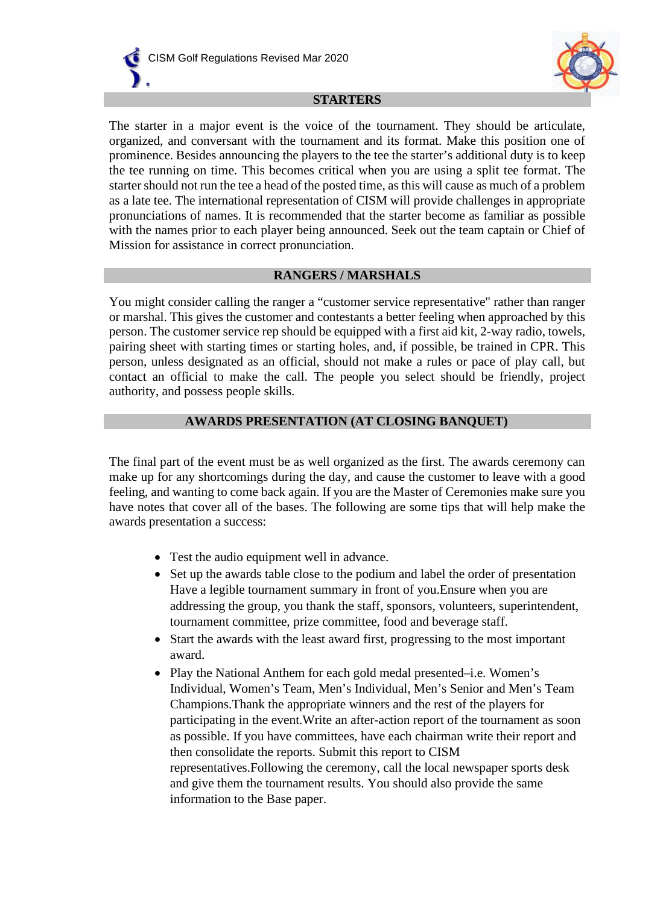## STARTERS

The starter in a major event is the voice of the tournament. They should be articulate, organized, and conversant with the tournament and its format. Make this position one of prominence. Besides announcing the players to the tee the starter's additional duty is to keep the tee running on time. This becomes critical when you are using a split tee format. The starter should not run the tee a head of the posted time, as this will cause as much of a problem as a late tee. The international representation of CISM will provide challenges in appropriate pronunciations of names. It is recommended that the starter become as familiar as possible with the names prior to each player being announced. Seek out the team captain or Chief of Mission for assistance in correct pronunciation.

## RANGERS / MARSHALS

You might consider calling the ranger a "customer service representative" rather than ranger or marshal. This gives the customer and contestants a better feeling when approached by this person. The customer service rep should be equipped with a first aid kit, 2-way radio, towels, pairing sheet with starting times or starting holes, and, if possible, be trained in CPR. This person, unless designated as an official, should not make a rules or pace of play call, but contact an official to make the call. The people you select should be friendly, project authority, and possess people skills.

## AWARDS PRESENTATION (AT CLOSING BANQUET)

The final part of the event must be as well organized as the first. The awards ceremony can make up for any shortcomings during the day, and cause the customer to leave with a good feeling, and wanting to come back again. If you are the Master of Ceremonies make sure you have notes that cover all of the bases. The following are some tips that will help make the awards presentation a success:

- Test the audio equipment well in advance.
- Set up the awards table close to the podium and label the order of presentation Have a legible tournament summary in front of you.Ensure when you are addressing the group, you thank the staff, sponsors, volunteers, superintendent, tournament committee, prize committee, food and beverage staff.
- Start the awards with the least award first, progressing to the most important award.
- Play the National Anthem for each gold medal presented–i.e. Women's Individual, Women's Team, Men's Individual, Men's Senior and Men's Team Champions.Thank the appropriate winners and the rest of the players for participating in the event.Write an after-action report of the tournament as soon as possible. If you have committees, have each chairman write their report and then consolidate the reports. Submit this report to CISM representatives.Following the ceremony, call the local newspaper sports desk and give them the tournament results. You should also provide the same information to the Base paper.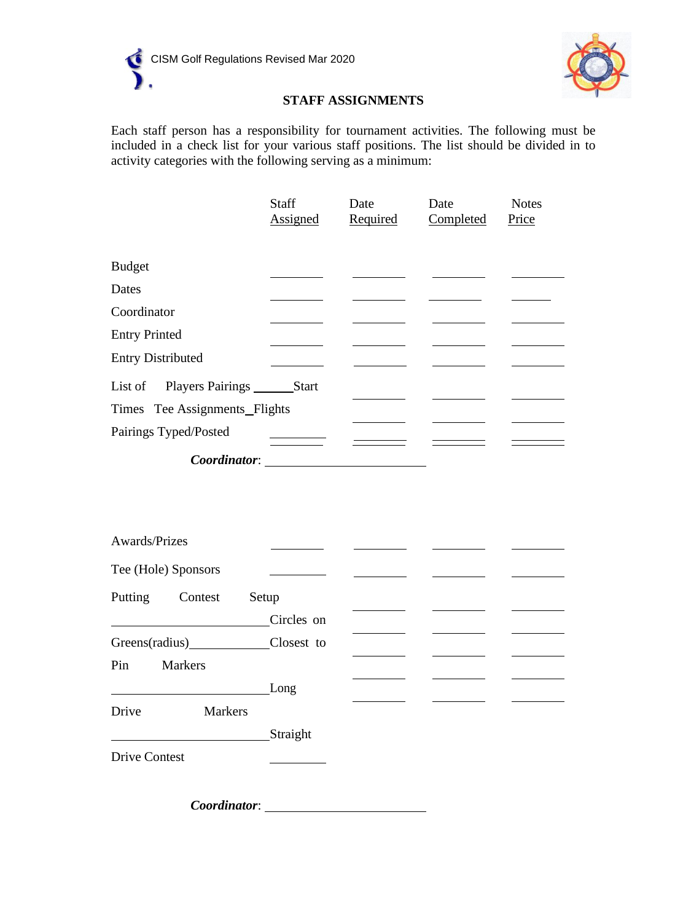## STAFF ASSIGNMENTS

Each staff person has a responsibility for tournament activities. The following must be included in a check list for your various staff positions. The list should be divided in to activity categories with the following serving as a minimum:

| | Staff Assigned | Date Required | Date Completed | Notes Price |
|---|---|---|---|---|
| Budget | ________ | ________ | ________ | ________ |
| Dates | ________ | ________ | ________ | ______ |
| Coordinator | ________ | ________ | ________ | ________ |
| Entry Printed | ________ | ________ | ________ | ________ |
| Entry Distributed | ________ | ________ | ________ | ________ |
| List of Players Pairings ______Start | | ________ | ________ | ________ |
| Times Tee Assignments_Flights | | ________ | ________ | ________ |
| Pairings Typed/Posted | ________ | ________ | ________ | ________ |

***Coordinator***: ________________________

| | Staff Assigned | Date Required | Date Completed | Notes Price |
|---|---|---|---|---|
| Awards/Prizes | ________ | ________ | ________ | ________ |
| Tee (Hole) Sponsors | ________ | ________ | ________ | ________ |
| Putting Contest Setup | | ________ | ________ | ________ |
| ______________________Circles on | | ________ | ________ | ________ |
| Greens(radius)___________Closest to | | ________ | ________ | ________ |
| Pin Markers | | ________ | ________ | ________ |
| ______________________Long | | ________ | ________ | ________ |
| Drive Markers | | | | |
| ______________________Straight | | | | |
| Drive Contest | ________ | | | |

***Coordinator***: ________________________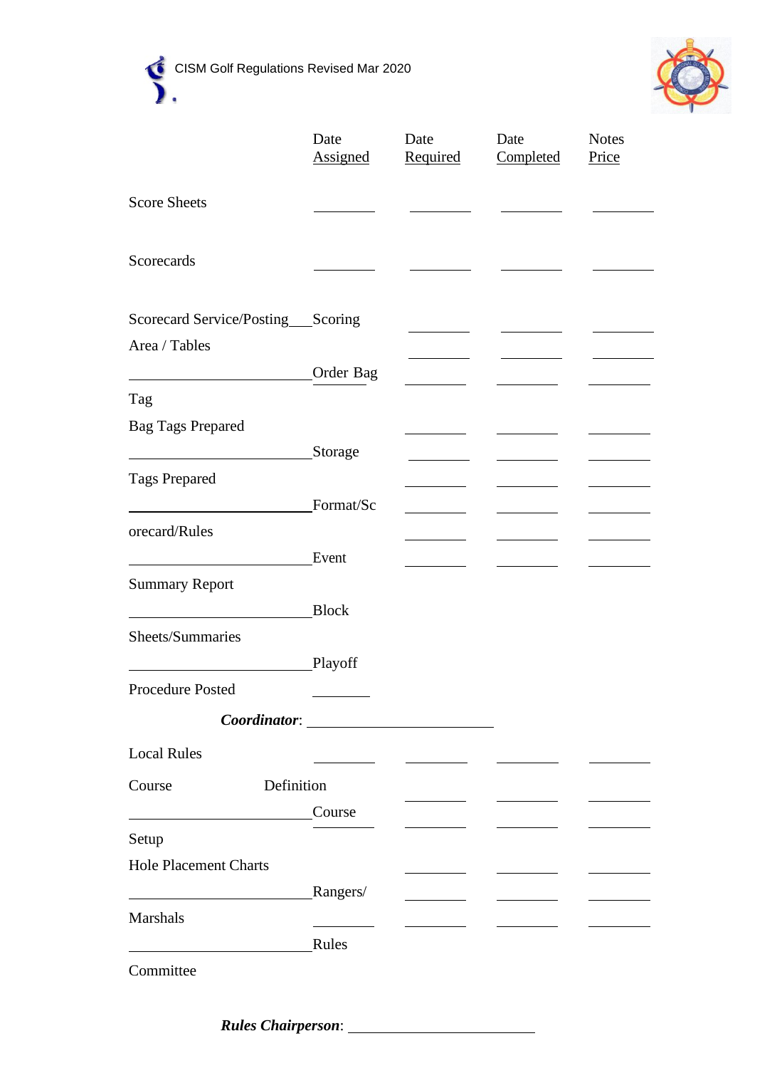| | Date Assigned | Date Required | Date Completed | Notes Price |
|---|---|---|---|---|
| Score Sheets | ________ | ________ | ________ | ________ |
| Scorecards | ________ | ________ | ________ | ________ |
| Scorecard Service/Posting___Scoring Area / Tables | | ________ | ________ | ________ |
| | | ________ | ________ | ________ |
| ________________________Order Bag Tag | | ________ | ________ | ________ |
| Bag Tags Prepared | | ________ | ________ | ________ |
| ________________________Storage Tags Prepared | | ________ | ________ | ________ |
| | | ________ | ________ | ________ |
| ________________________Format/Scorecard/Rules | | ________ | ________ | ________ |
| | | ________ | ________ | ________ |
| ________________________Event Summary Report | | ________ | ________ | ________ |
| ________________________Block Sheets/Summaries | | | | |
| ________________________Playoff Procedure Posted | ________ | | | |

***Coordinator***: ________________________

| | Date Assigned | Date Required | Date Completed | Notes Price |
|---|---|---|---|---|
| Local Rules | ________ | ________ | ________ | ________ |
| Course Definition | | ________ | ________ | ________ |
| ________________________Course Setup | ________ | ________ | ________ | ________ |
| Hole Placement Charts | | ________ | ________ | ________ |
| ________________________Rangers/ Marshals | | ________ | ________ | ________ |
| | ________ | ________ | ________ | ________ |
| ________________________Rules Committee | | | | |

***Rules Chairperson***: ________________________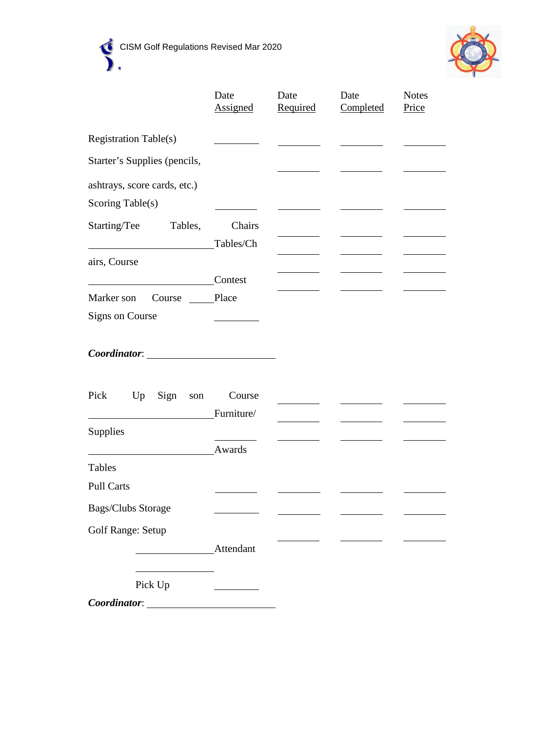| | Date Assigned | Date Required | Date Completed | Notes Price |
|---|---|---|---|---|
| Registration Table(s) | ________ | ________ | ________ | ________ |
| Starter's Supplies (pencils, ashtrays, score cards, etc.) | | ________ | ________ | ________ |
| Scoring Table(s) | ________ | ________ | ________ | ________ |
| Starting/Tee Tables, Chairs | | ________ | ________ | ________ |
| ________ Tables/Chairs, Course | | ________ | ________ | ________ |
| ________ Contest | | ________ | ________ | ________ |
| Marker son Course ____ Place | | ________ | ________ | ________ |
| Signs on Course | ________ | | | |

***Coordinator***: ______________________

| | Date Assigned | Date Required | Date Completed | Notes Price |
|---|---|---|---|---|
| Pick Up Sign son Course | | ________ | ________ | ________ |
| ________ Furniture/ Supplies | | ________ | ________ | ________ |
| ________ Awards Tables | ________ | ________ | ________ | ________ |
| Pull Carts | ________ | ________ | ________ | ________ |
| Bags/Clubs Storage | ________ | ________ | ________ | ________ |
| Golf Range: Setup | | ________ | ________ | ________ |
| ________ Attendant | | | | |
| ________ Pick Up | ________ | | | |

***Coordinator***: ______________________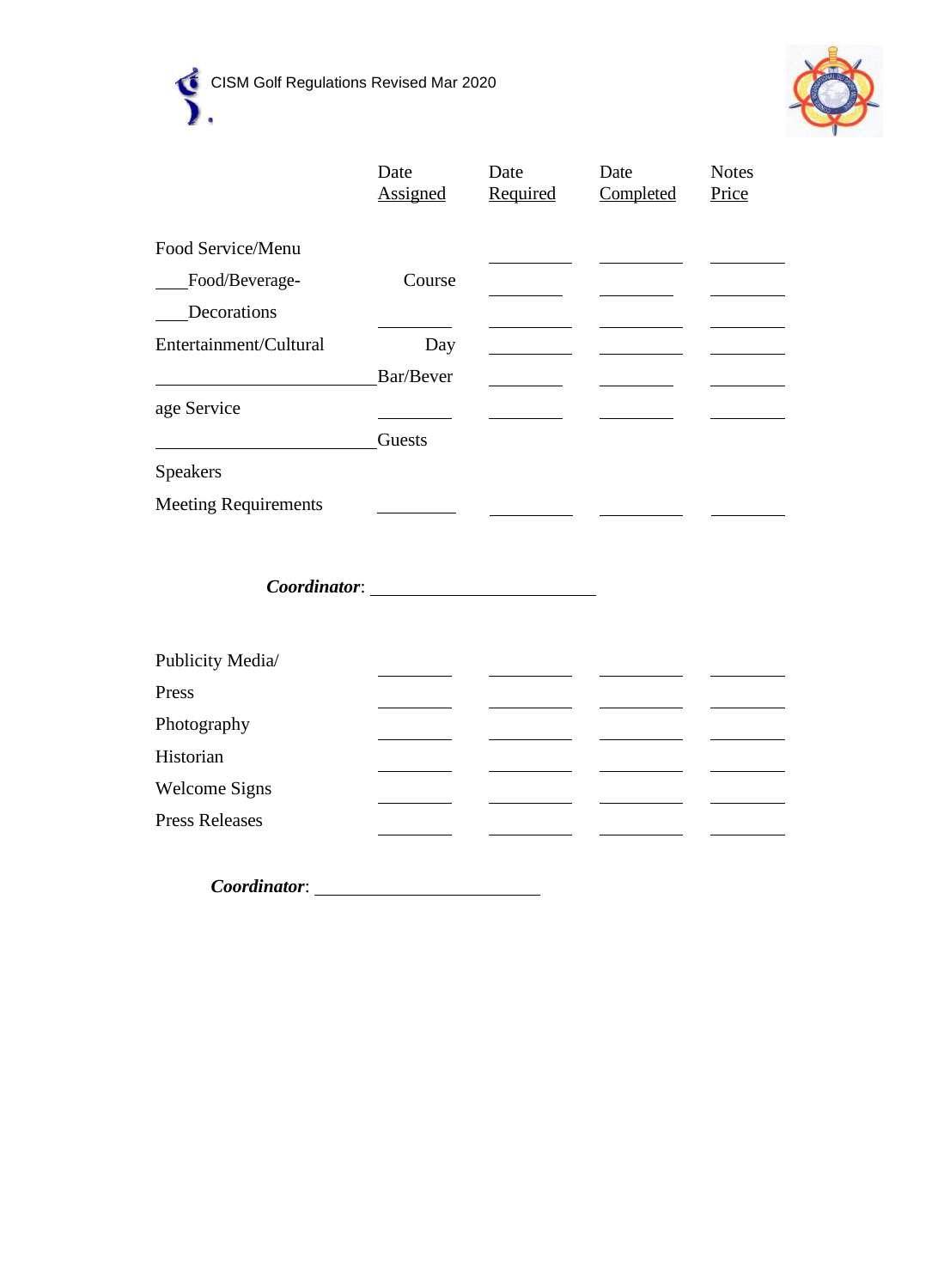| | Date Assigned | Date Required | Date Completed | Notes Price |
|---|---|---|---|---|
| Food Service/Menu | | | | |
| ___Food/Beverage- | Course | | | |
| ___Decorations | | | | |
| Entertainment/Cultural | Day | | | |
| ________________________ | Bar/Bever | | | |
| age Service | | | | |
| ________________________ | Guests | | | |
| Speakers | | | | |
| Meeting Requirements | | | | |

***Coordinator***: ________________________

| | | | | |
|---|---|---|---|---|
| Publicity Media/ | | | | |
| Press | | | | |
| Photography | | | | |
| Historian | | | | |
| Welcome Signs | | | | |
| Press Releases | | | | |

***Coordinator***: ________________________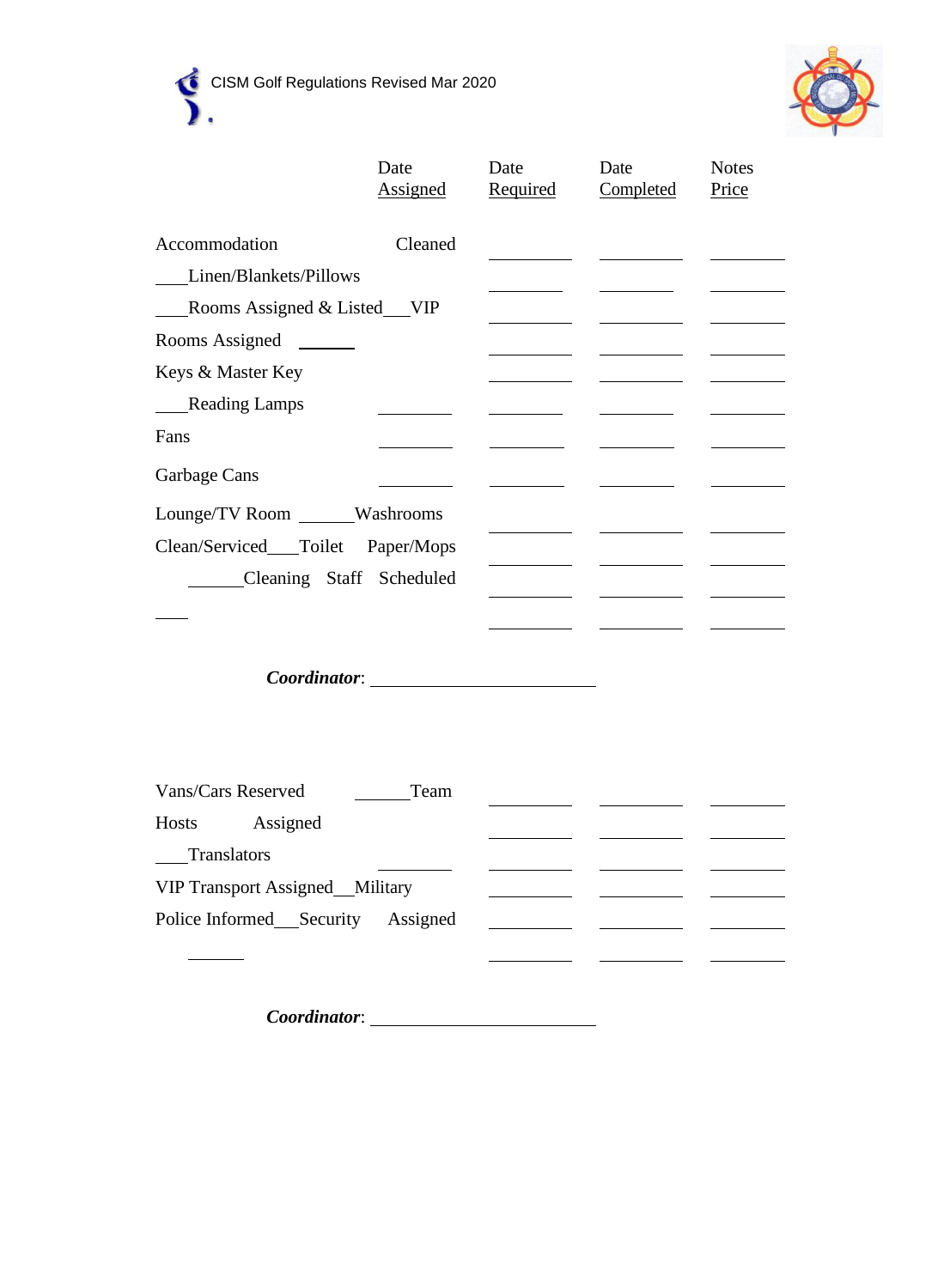| | Date Assigned | Date Required | Date Completed | Notes Price |
|---|---|---|---|---|
| Accommodation Cleaned | | ________ | ________ | ________ |
| ___Linen/Blankets/Pillows | | ________ | ________ | ________ |
| ___Rooms Assigned & Listed___VIP | | ________ | ________ | ________ |
| Rooms Assigned ______ | | ________ | ________ | ________ |
| Keys & Master Key | | ________ | ________ | ________ |
| ___Reading Lamps | ________ | ________ | ________ | ________ |
| Fans | ________ | ________ | ________ | ________ |
| Garbage Cans | ________ | ________ | ________ | ________ |
| Lounge/TV Room ______Washrooms | | ________ | ________ | ________ |
| Clean/Serviced___Toilet Paper/Mops | | ________ | ________ | ________ |
| ______Cleaning Staff Scheduled | | ________ | ________ | ________ |
| ___ | | ________ | ________ | ________ |

***Coordinator***: ________________________

| | | | | |
|---|---|---|---|---|
| Vans/Cars Reserved ______Team | | ________ | ________ | ________ |
| Hosts Assigned | | ________ | ________ | ________ |
| ___Translators | ________ | ________ | ________ | ________ |
| VIP Transport Assigned__Military | | ________ | ________ | ________ |
| Police Informed___Security Assigned | | ________ | ________ | ________ |
| ______ | | ________ | ________ | ________ |

***Coordinator***: ________________________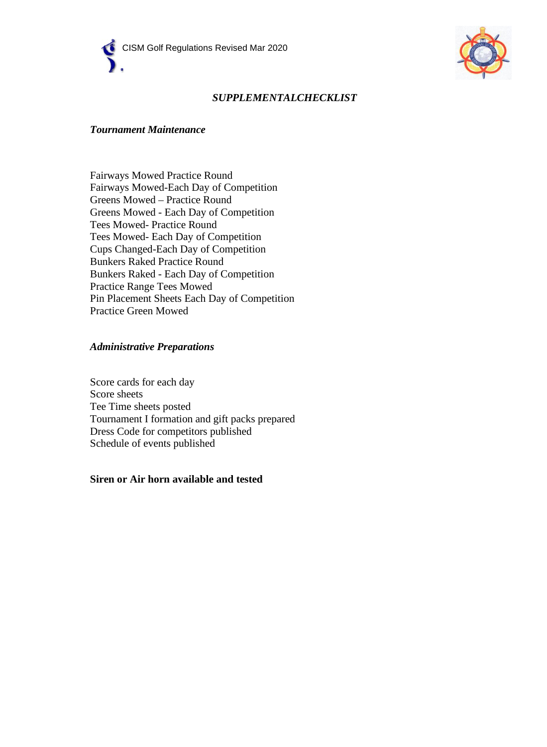## *SUPPLEMENTALCHECKLIST*

### *Tournament Maintenance*

Fairways Mowed Practice Round
Fairways Mowed-Each Day of Competition
Greens Mowed – Practice Round
Greens Mowed - Each Day of Competition
Tees Mowed- Practice Round
Tees Mowed- Each Day of Competition
Cups Changed-Each Day of Competition
Bunkers Raked Practice Round
Bunkers Raked - Each Day of Competition
Practice Range Tees Mowed
Pin Placement Sheets Each Day of Competition
Practice Green Mowed

### *Administrative Preparations*

Score cards for each day
Score sheets
Tee Time sheets posted
Tournament I formation and gift packs prepared
Dress Code for competitors published
Schedule of events published

**Siren or Air horn available and tested**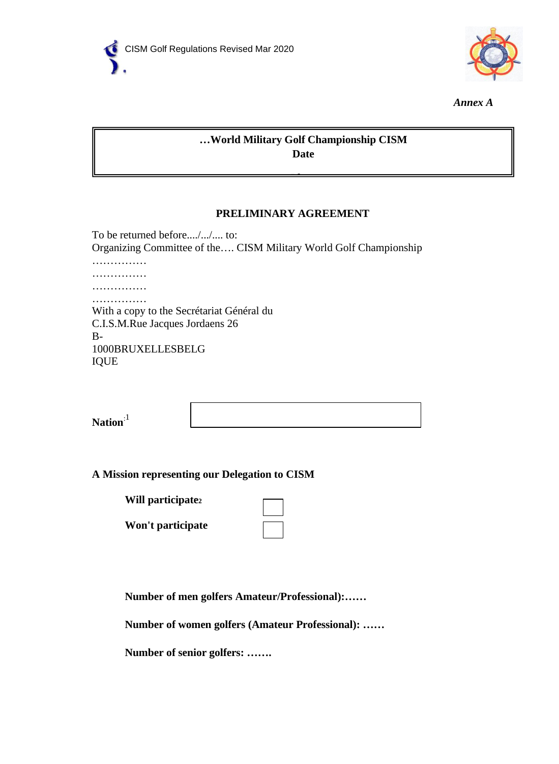*Annex A*

**…World Military Golf Championship CISM**
**Date**

## PRELIMINARY AGREEMENT

To be returned before..../.../.... to:
Organizing Committee of the…. CISM Military World Golf Championship
……………
……………
……………
……………
With a copy to the Secrétariat Général du
C.I.S.M.Rue Jacques Jordaens 26
B-
1000BRUXELLESBELG
IQUE

**Nation**[1]

|  |
|---|

**A Mission representing our Delegation to CISM**

**Will participate**[2] ☐

**Won't participate** ☐

**Number of men golfers Amateur/Professional):……**

**Number of women golfers (Amateur Professional): ……**

**Number of senior golfers: …….**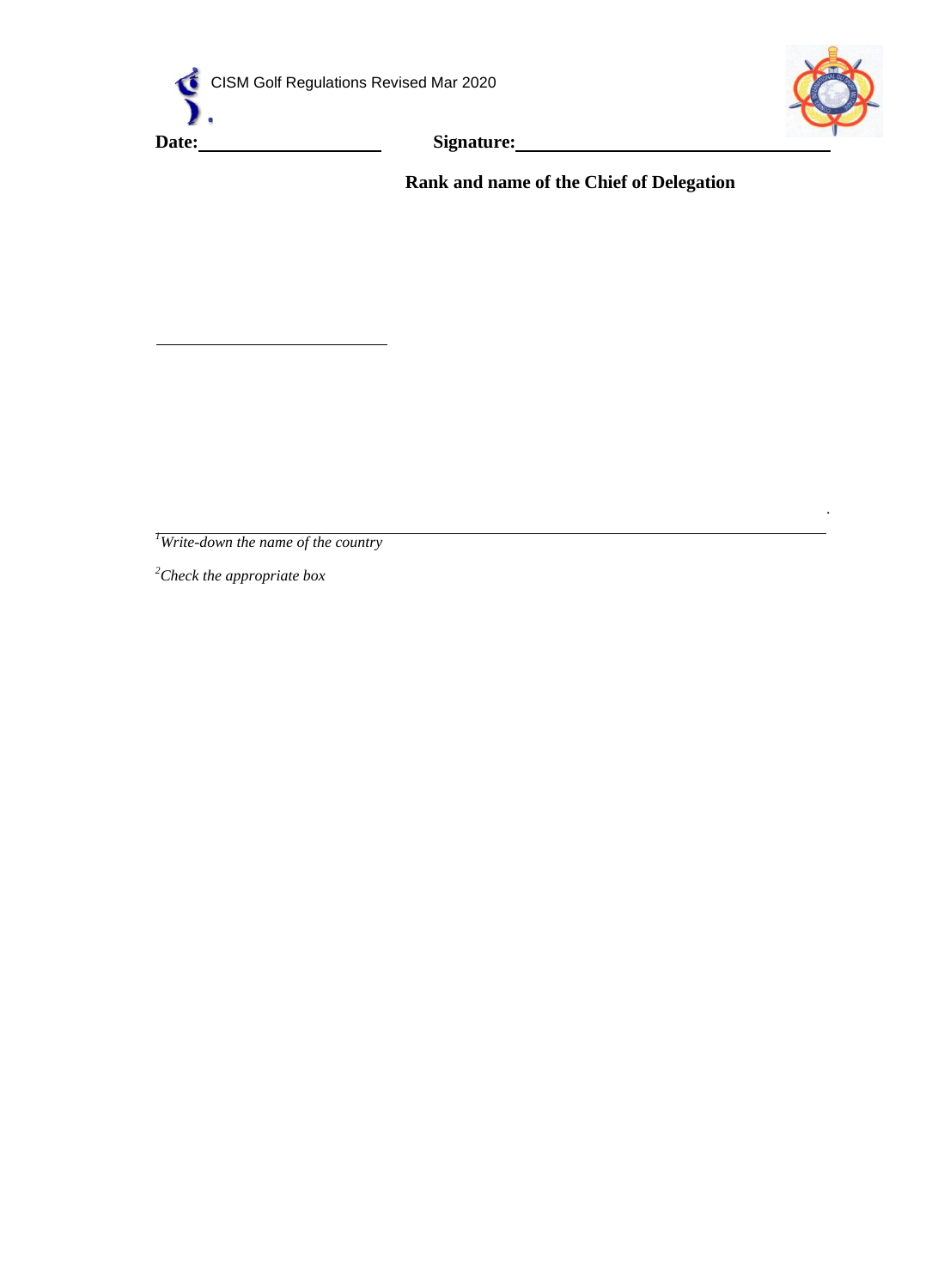**Date:**\_\_\_\_\_\_\_\_\_\_\_\_\_\_\_\_\_\_\_\_ **Signature:**\_\_\_\_\_\_\_\_\_\_\_\_\_\_\_\_\_\_\_\_\_\_\_\_\_\_\_\_\_\_\_\_\_\_\_

**Rank and name of the Chief of Delegation**

---

[1]*Write-down the name of the country*

[2]*Check the appropriate box*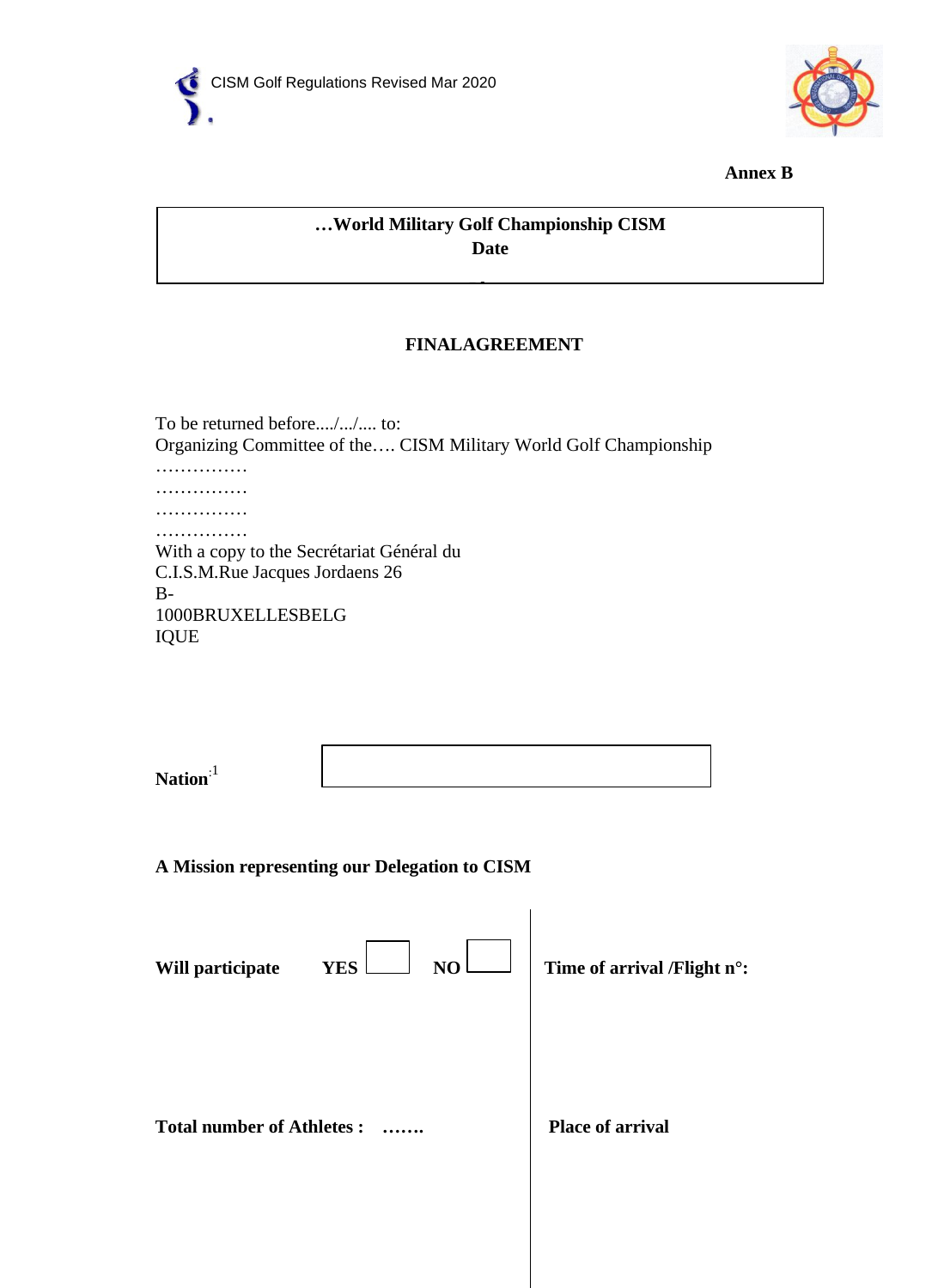**Annex B**

**…World Military Golf Championship CISM**
**Date**

**FINALAGREEMENT**

To be returned before..../.../.... to:
Organizing Committee of the…. CISM Military World Golf Championship
……………
……………
……………
……………
With a copy to the Secrétariat Général du
C.I.S.M.Rue Jacques Jordaens 26
B-
1000BRUXELLESBELG
IQUE

**Nation**:[1]

**A Mission representing our Delegation to CISM**

**Will participate** **YES** ☐ **NO** ☐

**Time of arrival /Flight n°:**

**Total number of Athletes :** …….

**Place of arrival**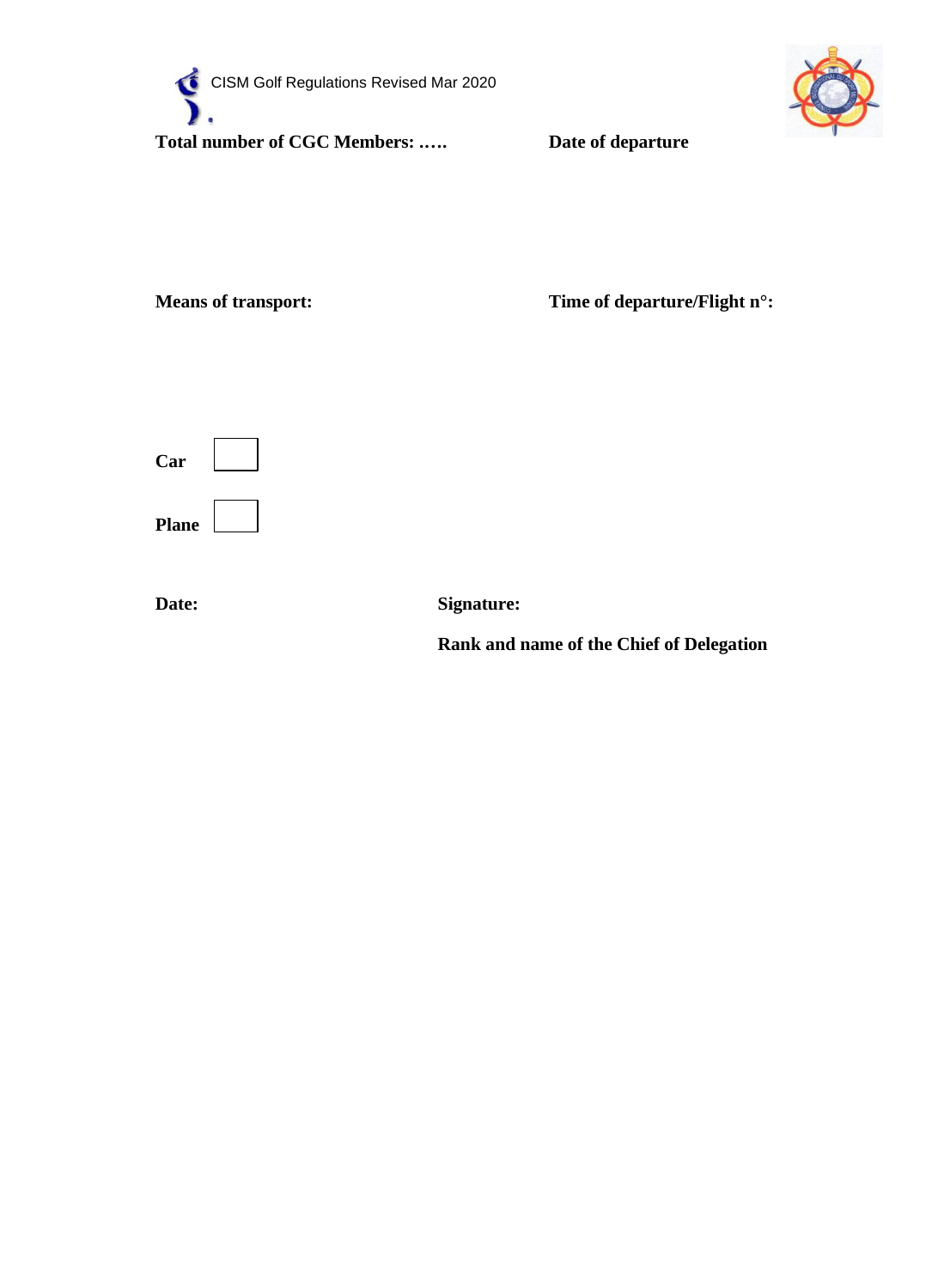**Total number of CGC Members: …..**

**Date of departure**

**Means of transport:**

**Time of departure/Flight n°:**

**Car** ☐

**Plane** ☐

**Date:**

**Signature:**

**Rank and name of the Chief of Delegation**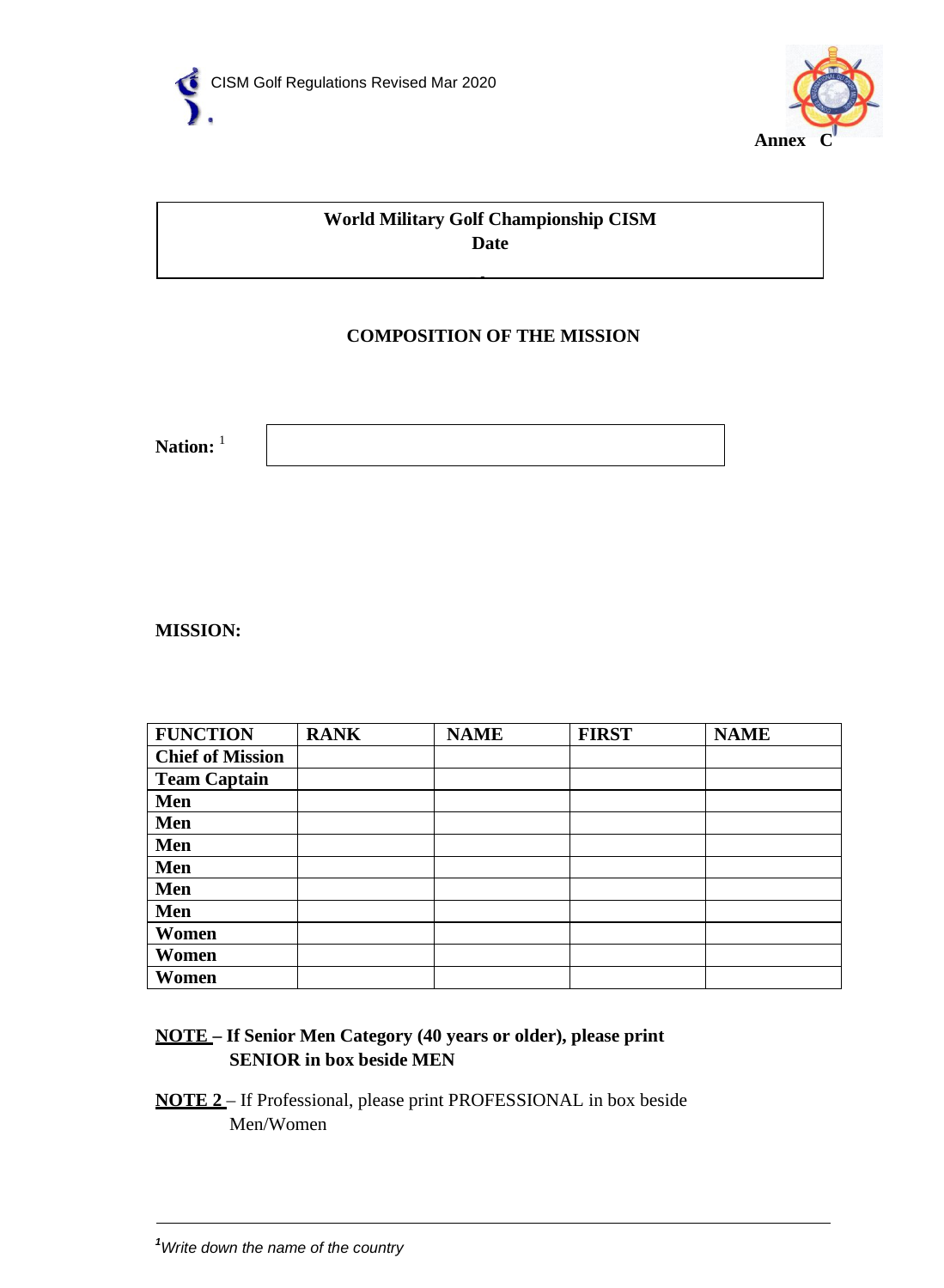Annex C

**World Military Golf Championship CISM**
**Date**

## COMPOSITION OF THE MISSION

**Nation:** [1]

**MISSION:**

| FUNCTION | RANK | NAME | FIRST | NAME |
|---|---|---|---|---|
| Chief of Mission | | | | |
| Team Captain | | | | |
| Men | | | | |
| Men | | | | |
| Men | | | | |
| Men | | | | |
| Men | | | | |
| Men | | | | |
| Women | | | | |
| Women | | | | |
| Women | | | | |

**NOTE – If Senior Men Category (40 years or older), please print SENIOR in box beside MEN**

**NOTE 2** – If Professional, please print PROFESSIONAL in box beside Men/Women

[1] *Write down the name of the country*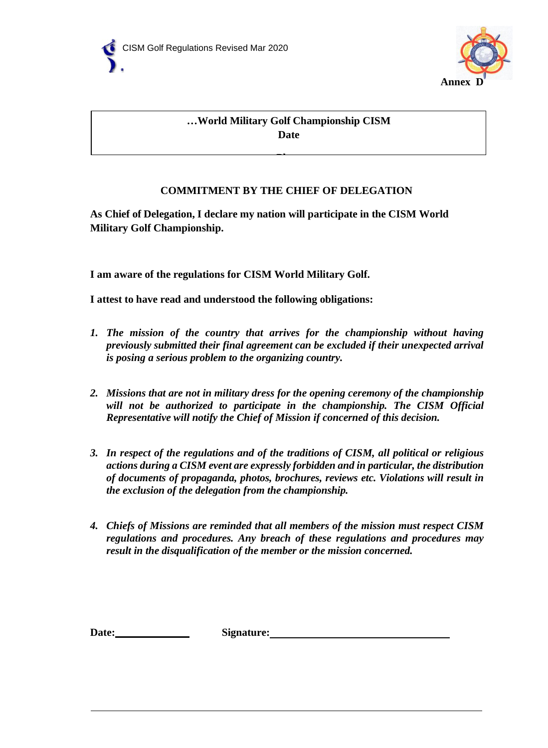Annex D

**…World Military Golf Championship CISM**
**Date**

## COMMITMENT BY THE CHIEF OF DELEGATION

**As Chief of Delegation, I declare my nation will participate in the CISM World Military Golf Championship.**

**I am aware of the regulations for CISM World Military Golf.**

**I attest to have read and understood the following obligations:**

1. ***The mission of the country that arrives for the championship without having previously submitted their final agreement can be excluded if their unexpected arrival is posing a serious problem to the organizing country.***

2. ***Missions that are not in military dress for the opening ceremony of the championship will not be authorized to participate in the championship. The CISM Official Representative will notify the Chief of Mission if concerned of this decision.***

3. ***In respect of the regulations and of the traditions of CISM, all political or religious actions during a CISM event are expressly forbidden and in particular, the distribution of documents of propaganda, photos, brochures, reviews etc. Violations will result in the exclusion of the delegation from the championship.***

4. ***Chiefs of Missions are reminded that all members of the mission must respect CISM regulations and procedures. Any breach of these regulations and procedures may result in the disqualification of the member or the mission concerned.***

**Date:**\_\_\_\_\_\_\_\_\_\_\_\_\_\_ **Signature:**\_\_\_\_\_\_\_\_\_\_\_\_\_\_\_\_\_\_\_\_\_\_\_\_\_\_\_\_\_\_\_\_\_\_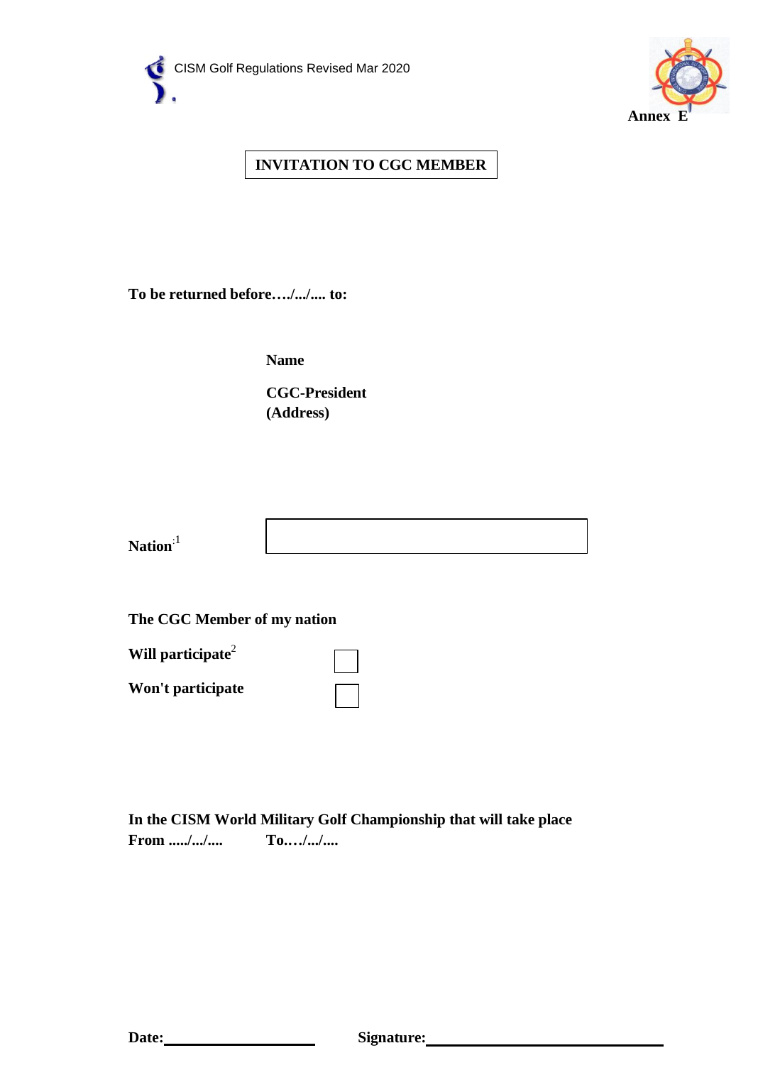**Annex E**

## INVITATION TO CGC MEMBER

**To be returned before…./.../.... to:**

**Name**

**CGC-President**
**(Address)**

**Nation**[1]

**The CGC Member of my nation**

**Will participate**[2] ☐

**Won't participate** ☐

**In the CISM World Military Golf Championship that will take place**
**From ...../.../....      To…./.../....**

**Date:**\_\_\_\_\_\_\_\_\_\_\_\_\_\_\_\_\_\_\_\_   **Signature:**\_\_\_\_\_\_\_\_\_\_\_\_\_\_\_\_\_\_\_\_\_\_\_\_\_\_\_\_\_\_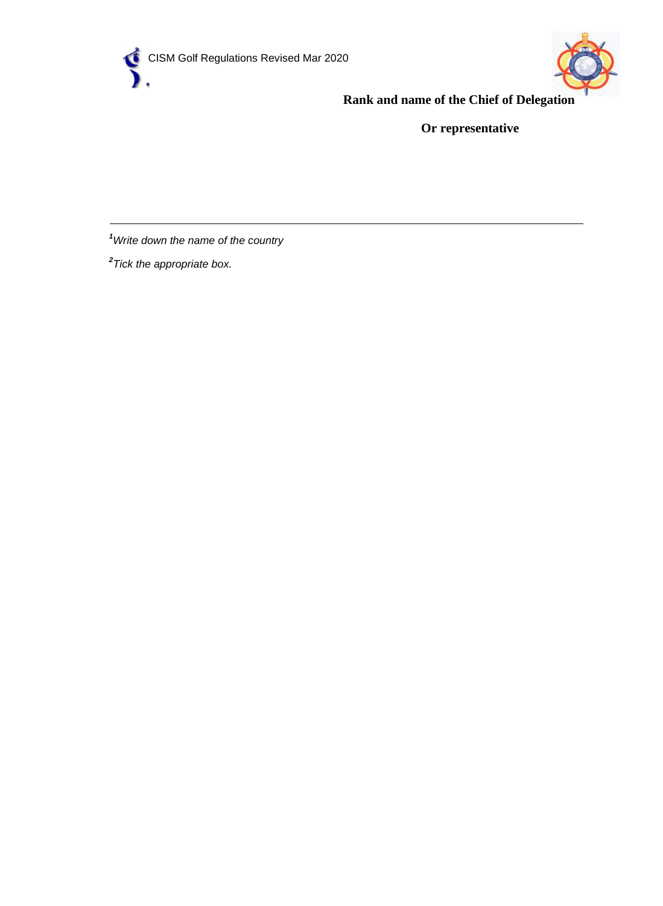**Rank and name of the Chief of Delegation**

**Or representative**

---

[1] *Write down the name of the country*

[2] *Tick the appropriate box.*